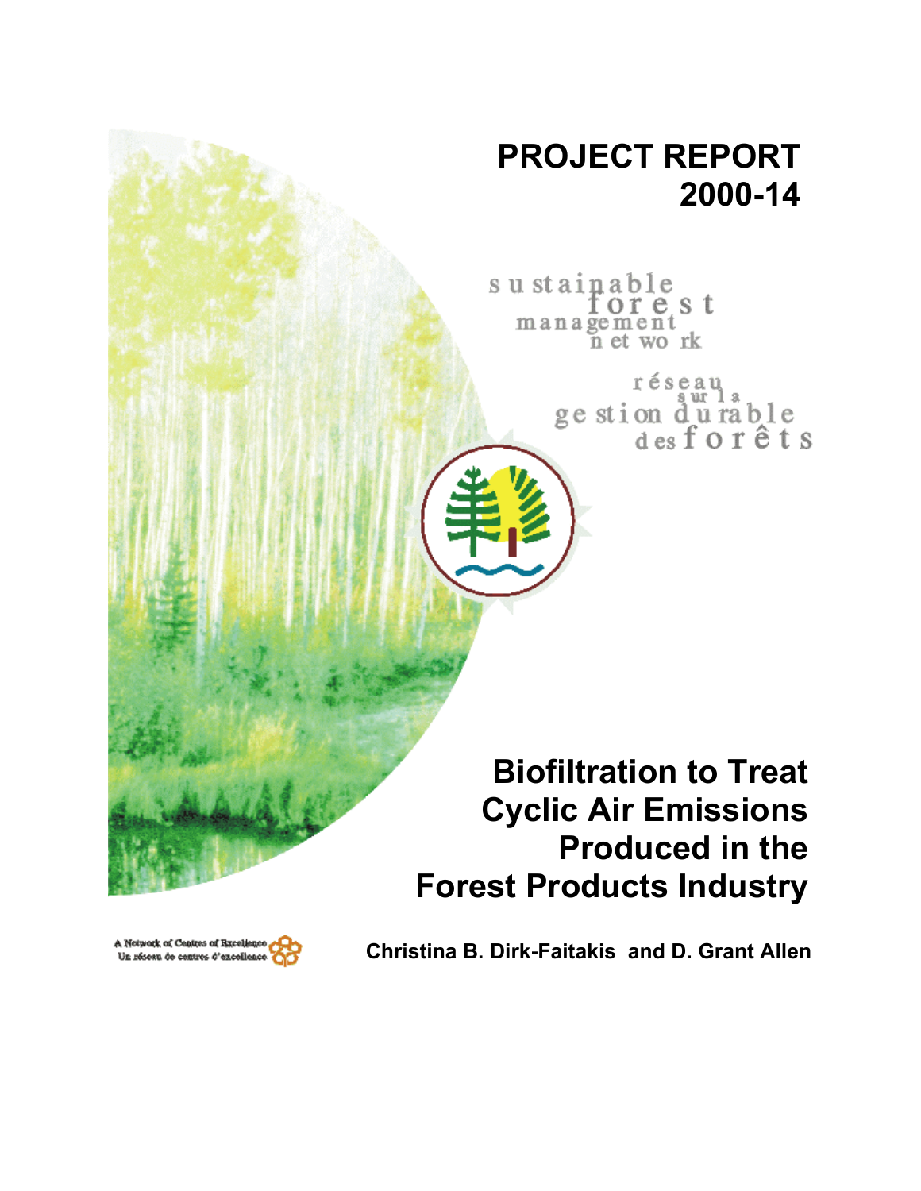# PROJECT REPORT 2000-14

sustainable forest management network

réseau sur la gestion durable des forêts

# Biofiltration to Treat Cyclic Air Emissions Produced in the Forest Products Industry

**Christina B. Dirk-Faitakis and D. Grant Allen**

A Network of Centres of Excellence
Un réseau de centres d'excellence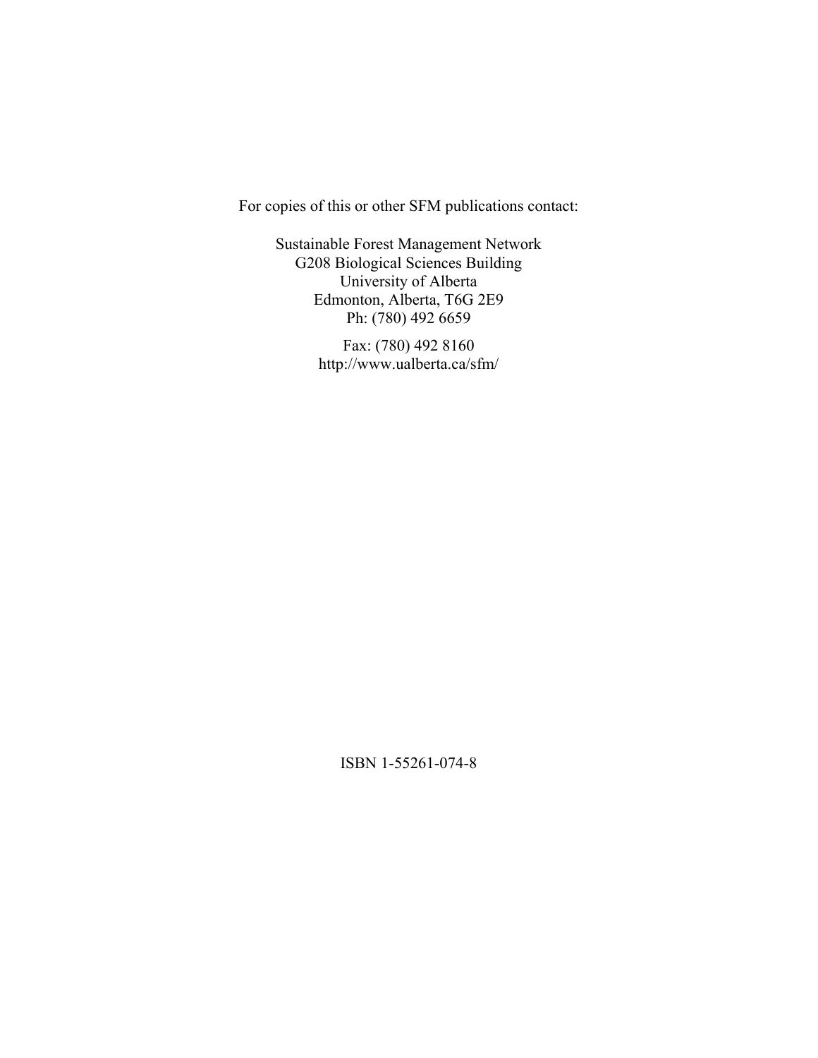For copies of this or other SFM publications contact:

Sustainable Forest Management Network
G208 Biological Sciences Building
University of Alberta
Edmonton, Alberta, T6G 2E9
Ph: (780) 492 6659

Fax: (780) 492 8160
http://www.ualberta.ca/sfm/

ISBN 1-55261-074-8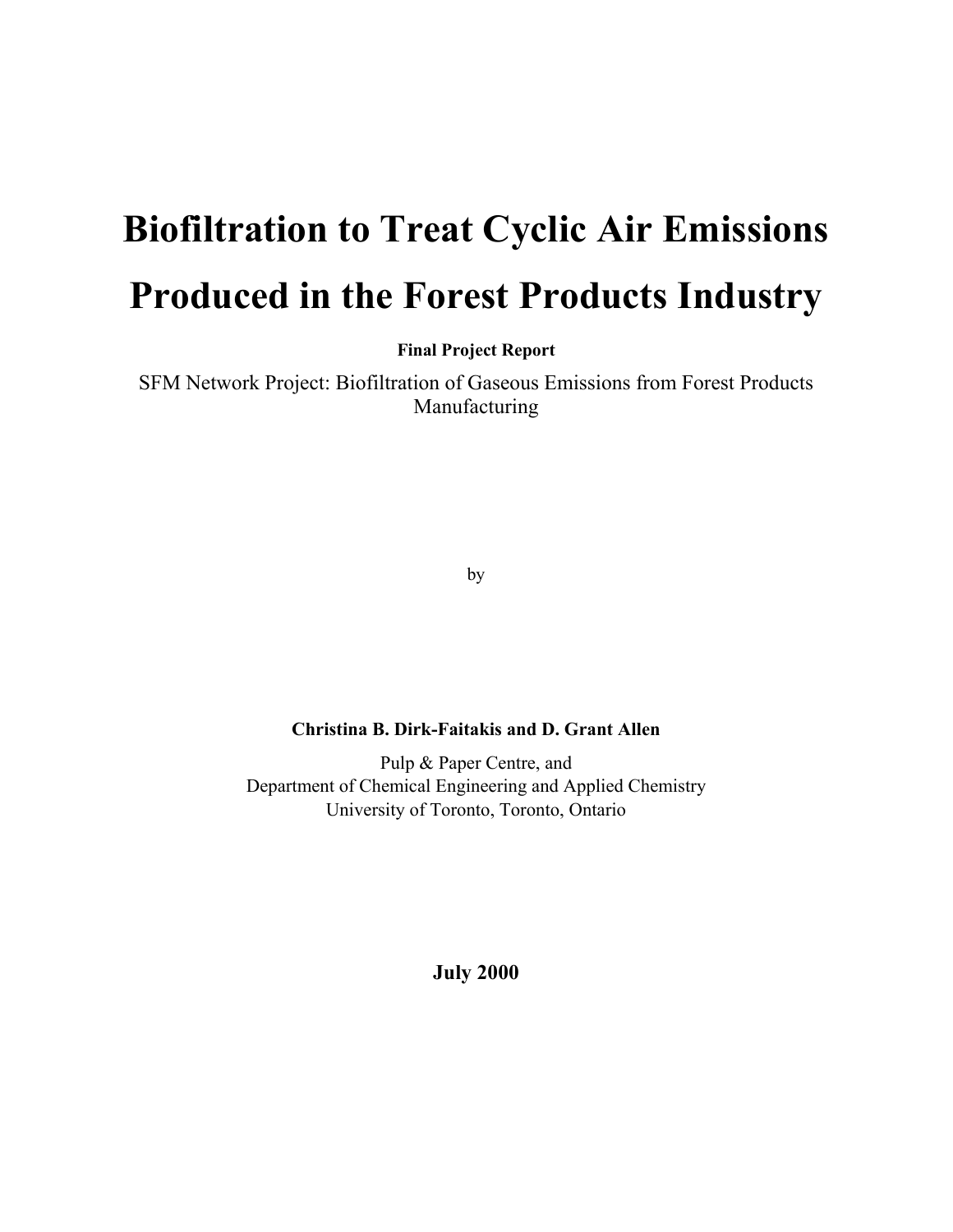# Biofiltration to Treat Cyclic Air Emissions Produced in the Forest Products Industry

**Final Project Report**

SFM Network Project: Biofiltration of Gaseous Emissions from Forest Products Manufacturing

by

**Christina B. Dirk-Faitakis and D. Grant Allen**

Pulp & Paper Centre, and
Department of Chemical Engineering and Applied Chemistry
University of Toronto, Toronto, Ontario

**July 2000**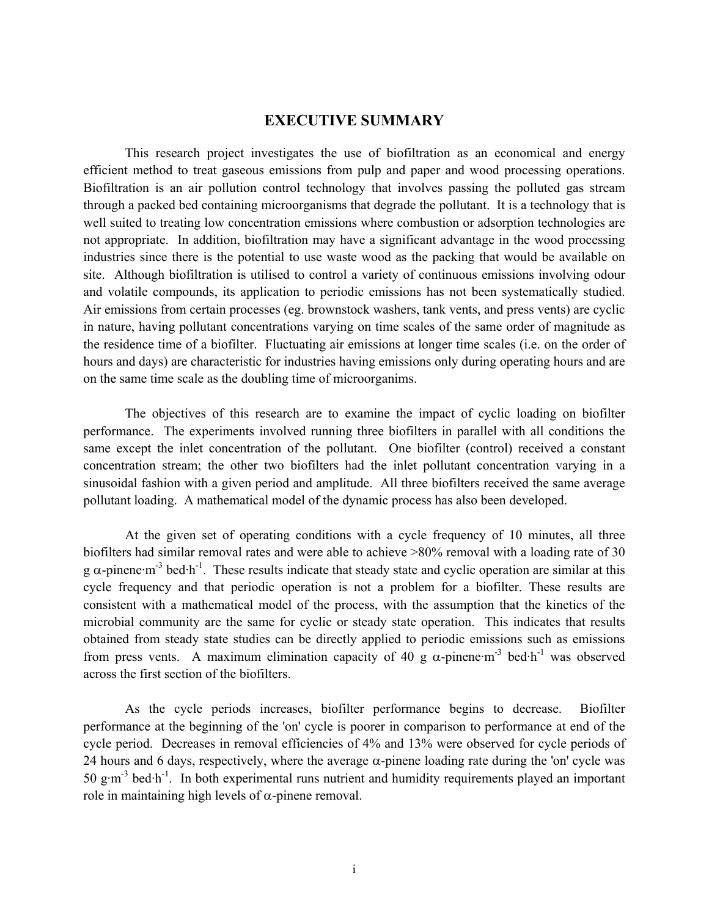# EXECUTIVE SUMMARY

This research project investigates the use of biofiltration as an economical and energy efficient method to treat gaseous emissions from pulp and paper and wood processing operations. Biofiltration is an air pollution control technology that involves passing the polluted gas stream through a packed bed containing microorganisms that degrade the pollutant. It is a technology that is well suited to treating low concentration emissions where combustion or adsorption technologies are not appropriate. In addition, biofiltration may have a significant advantage in the wood processing industries since there is the potential to use waste wood as the packing that would be available on site. Although biofiltration is utilised to control a variety of continuous emissions involving odour and volatile compounds, its application to periodic emissions has not been systematically studied. Air emissions from certain processes (eg. brownstock washers, tank vents, and press vents) are cyclic in nature, having pollutant concentrations varying on time scales of the same order of magnitude as the residence time of a biofilter. Fluctuating air emissions at longer time scales (i.e. on the order of hours and days) are characteristic for industries having emissions only during operating hours and are on the same time scale as the doubling time of microorganims.

The objectives of this research are to examine the impact of cyclic loading on biofilter performance. The experiments involved running three biofilters in parallel with all conditions the same except the inlet concentration of the pollutant. One biofilter (control) received a constant concentration stream; the other two biofilters had the inlet pollutant concentration varying in a sinusoidal fashion with a given period and amplitude. All three biofilters received the same average pollutant loading. A mathematical model of the dynamic process has also been developed.

At the given set of operating conditions with a cycle frequency of 10 minutes, all three biofilters had similar removal rates and were able to achieve >80% removal with a loading rate of 30 g $\alpha$-pinene$\cdot$m$^{-3}$ bed$\cdot$h$^{-1}$. These results indicate that steady state and cyclic operation are similar at this cycle frequency and that periodic operation is not a problem for a biofilter. These results are consistent with a mathematical model of the process, with the assumption that the kinetics of the microbial community are the same for cyclic or steady state operation. This indicates that results obtained from steady state studies can be directly applied to periodic emissions such as emissions from press vents. A maximum elimination capacity of 40 g $\alpha$-pinene$\cdot$m$^{-3}$ bed$\cdot$h$^{-1}$ was observed across the first section of the biofilters.

As the cycle periods increases, biofilter performance begins to decrease. Biofilter performance at the beginning of the 'on' cycle is poorer in comparison to performance at end of the cycle period. Decreases in removal efficiencies of 4% and 13% were observed for cycle periods of 24 hours and 6 days, respectively, where the average $\alpha$-pinene loading rate during the 'on' cycle was 50 g$\cdot$m$^{-3}$ bed$\cdot$h$^{-1}$. In both experimental runs nutrient and humidity requirements played an important role in maintaining high levels of $\alpha$-pinene removal.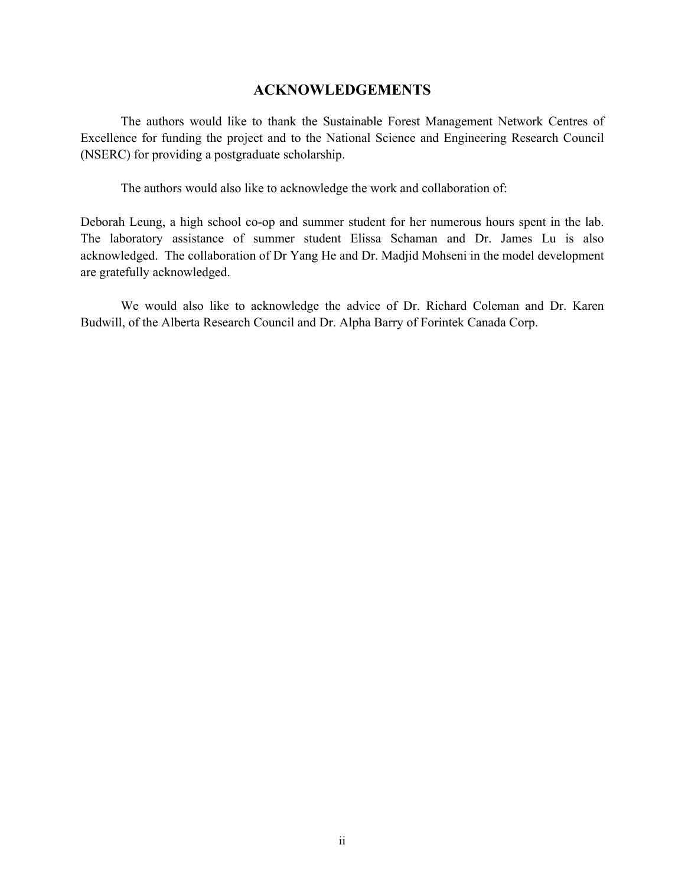# ACKNOWLEDGEMENTS

The authors would like to thank the Sustainable Forest Management Network Centres of Excellence for funding the project and to the National Science and Engineering Research Council (NSERC) for providing a postgraduate scholarship.

The authors would also like to acknowledge the work and collaboration of:

Deborah Leung, a high school co-op and summer student for her numerous hours spent in the lab. The laboratory assistance of summer student Elissa Schaman and Dr. James Lu is also acknowledged. The collaboration of Dr Yang He and Dr. Madjid Mohseni in the model development are gratefully acknowledged.

We would also like to acknowledge the advice of Dr. Richard Coleman and Dr. Karen Budwill, of the Alberta Research Council and Dr. Alpha Barry of Forintek Canada Corp.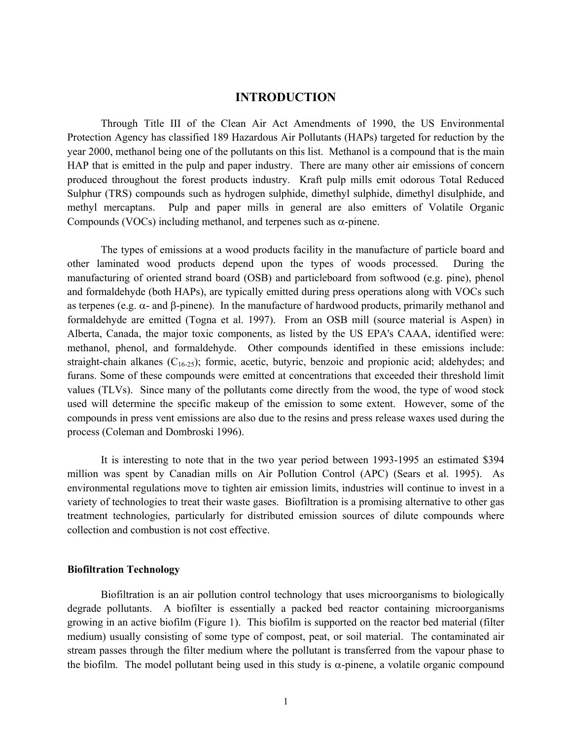# INTRODUCTION

Through Title III of the Clean Air Act Amendments of 1990, the US Environmental Protection Agency has classified 189 Hazardous Air Pollutants (HAPs) targeted for reduction by the year 2000, methanol being one of the pollutants on this list. Methanol is a compound that is the main HAP that is emitted in the pulp and paper industry. There are many other air emissions of concern produced throughout the forest products industry. Kraft pulp mills emit odorous Total Reduced Sulphur (TRS) compounds such as hydrogen sulphide, dimethyl sulphide, dimethyl disulphide, and methyl mercaptans. Pulp and paper mills in general are also emitters of Volatile Organic Compounds (VOCs) including methanol, and terpenes such as $\alpha$-pinene.

The types of emissions at a wood products facility in the manufacture of particle board and other laminated wood products depend upon the types of woods processed. During the manufacturing of oriented strand board (OSB) and particleboard from softwood (e.g. pine), phenol and formaldehyde (both HAPs), are typically emitted during press operations along with VOCs such as terpenes (e.g. $\alpha$- and $\beta$-pinene). In the manufacture of hardwood products, primarily methanol and formaldehyde are emitted (Togna et al. 1997). From an OSB mill (source material is Aspen) in Alberta, Canada, the major toxic components, as listed by the US EPA's CAAA, identified were: methanol, phenol, and formaldehyde. Other compounds identified in these emissions include: straight-chain alkanes ($C_{16-25}$); formic, acetic, butyric, benzoic and propionic acid; aldehydes; and furans. Some of these compounds were emitted at concentrations that exceeded their threshold limit values (TLVs). Since many of the pollutants come directly from the wood, the type of wood stock used will determine the specific makeup of the emission to some extent. However, some of the compounds in press vent emissions are also due to the resins and press release waxes used during the process (Coleman and Dombroski 1996).

It is interesting to note that in the two year period between 1993-1995 an estimated $394 million was spent by Canadian mills on Air Pollution Control (APC) (Sears et al. 1995). As environmental regulations move to tighten air emission limits, industries will continue to invest in a variety of technologies to treat their waste gases. Biofiltration is a promising alternative to other gas treatment technologies, particularly for distributed emission sources of dilute compounds where collection and combustion is not cost effective.

### Biofiltration Technology

Biofiltration is an air pollution control technology that uses microorganisms to biologically degrade pollutants. A biofilter is essentially a packed bed reactor containing microorganisms growing in an active biofilm (Figure 1). This biofilm is supported on the reactor bed material (filter medium) usually consisting of some type of compost, peat, or soil material. The contaminated air stream passes through the filter medium where the pollutant is transferred from the vapour phase to the biofilm. The model pollutant being used in this study is $\alpha$-pinene, a volatile organic compound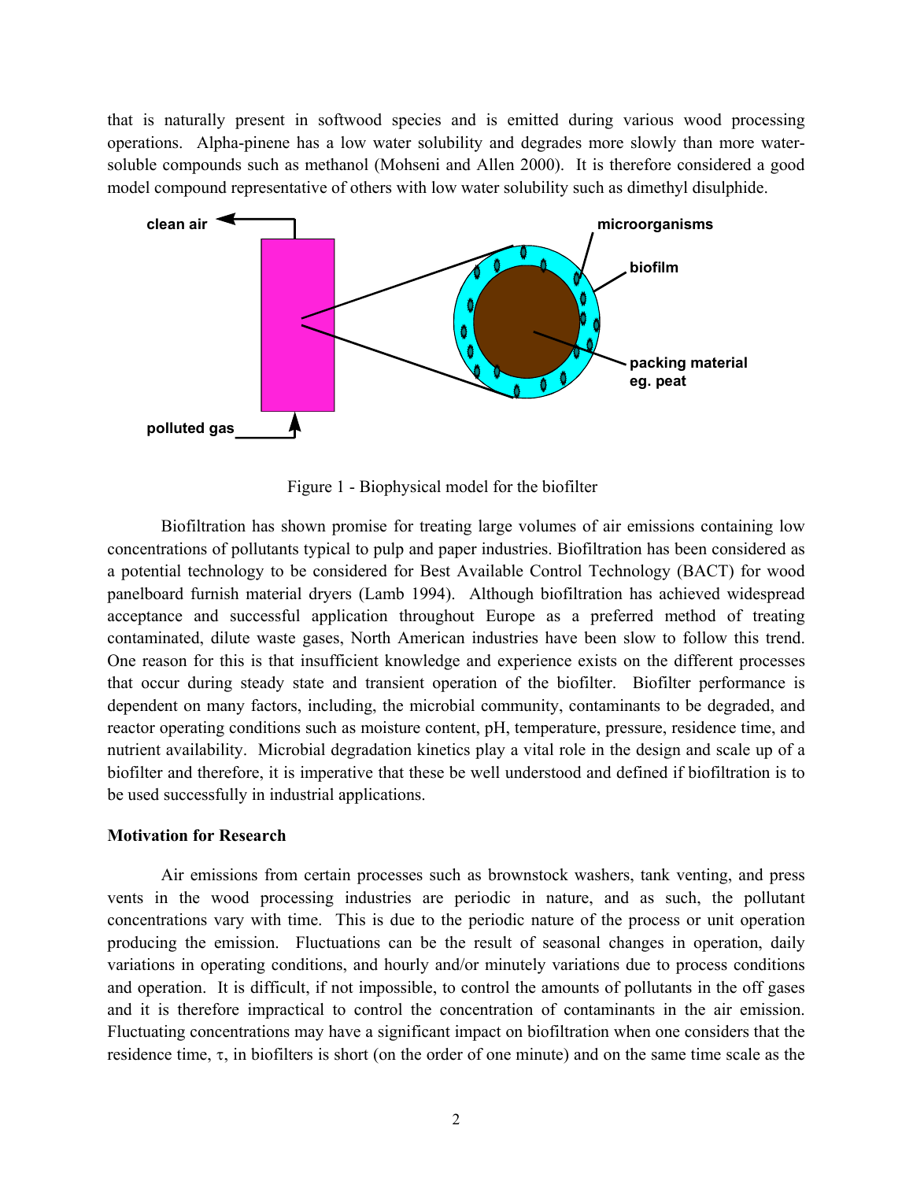that is naturally present in softwood species and is emitted during various wood processing operations. Alpha-pinene has a low water solubility and degrades more slowly than more water-soluble compounds such as methanol (Mohseni and Allen 2000). It is therefore considered a good model compound representative of others with low water solubility such as dimethyl disulphide.

Figure 1 - Biophysical model for the biofilter

Biofiltration has shown promise for treating large volumes of air emissions containing low concentrations of pollutants typical to pulp and paper industries. Biofiltration has been considered as a potential technology to be considered for Best Available Control Technology (BACT) for wood panelboard furnish material dryers (Lamb 1994). Although biofiltration has achieved widespread acceptance and successful application throughout Europe as a preferred method of treating contaminated, dilute waste gases, North American industries have been slow to follow this trend. One reason for this is that insufficient knowledge and experience exists on the different processes that occur during steady state and transient operation of the biofilter. Biofilter performance is dependent on many factors, including, the microbial community, contaminants to be degraded, and reactor operating conditions such as moisture content, pH, temperature, pressure, residence time, and nutrient availability. Microbial degradation kinetics play a vital role in the design and scale up of a biofilter and therefore, it is imperative that these be well understood and defined if biofiltration is to be used successfully in industrial applications.

**Motivation for Research**

Air emissions from certain processes such as brownstock washers, tank venting, and press vents in the wood processing industries are periodic in nature, and as such, the pollutant concentrations vary with time. This is due to the periodic nature of the process or unit operation producing the emission. Fluctuations can be the result of seasonal changes in operation, daily variations in operating conditions, and hourly and/or minutely variations due to process conditions and operation. It is difficult, if not impossible, to control the amounts of pollutants in the off gases and it is therefore impractical to control the concentration of contaminants in the air emission. Fluctuating concentrations may have a significant impact on biofiltration when one considers that the residence time, $\tau$, in biofilters is short (on the order of one minute) and on the same time scale as the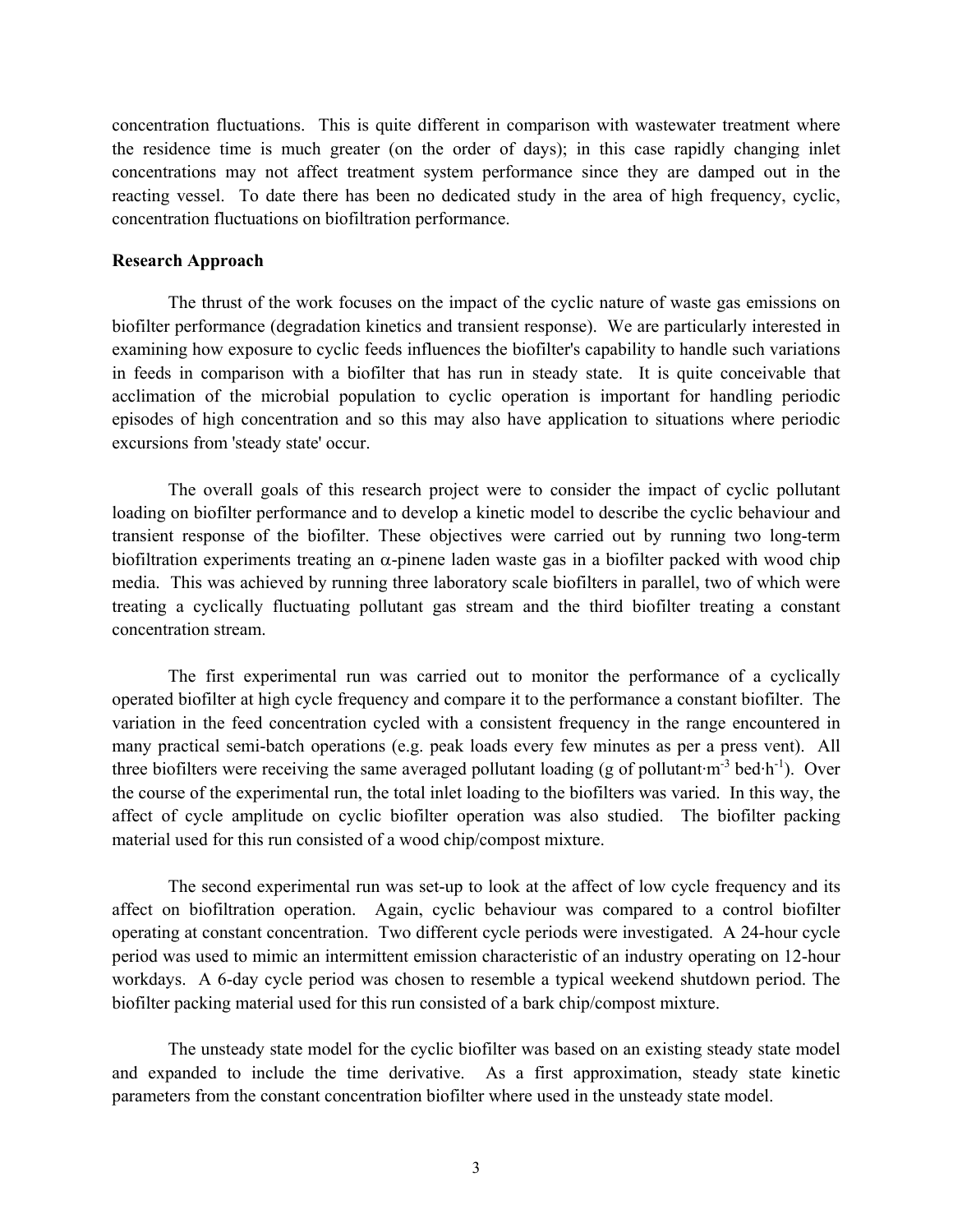concentration fluctuations. This is quite different in comparison with wastewater treatment where the residence time is much greater (on the order of days); in this case rapidly changing inlet concentrations may not affect treatment system performance since they are damped out in the reacting vessel. To date there has been no dedicated study in the area of high frequency, cyclic, concentration fluctuations on biofiltration performance.

**Research Approach**

The thrust of the work focuses on the impact of the cyclic nature of waste gas emissions on biofilter performance (degradation kinetics and transient response). We are particularly interested in examining how exposure to cyclic feeds influences the biofilter's capability to handle such variations in feeds in comparison with a biofilter that has run in steady state. It is quite conceivable that acclimation of the microbial population to cyclic operation is important for handling periodic episodes of high concentration and so this may also have application to situations where periodic excursions from 'steady state' occur.

The overall goals of this research project were to consider the impact of cyclic pollutant loading on biofilter performance and to develop a kinetic model to describe the cyclic behaviour and transient response of the biofilter. These objectives were carried out by running two long-term biofiltration experiments treating an $\alpha$-pinene laden waste gas in a biofilter packed with wood chip media. This was achieved by running three laboratory scale biofilters in parallel, two of which were treating a cyclically fluctuating pollutant gas stream and the third biofilter treating a constant concentration stream.

The first experimental run was carried out to monitor the performance of a cyclically operated biofilter at high cycle frequency and compare it to the performance a constant biofilter. The variation in the feed concentration cycled with a consistent frequency in the range encountered in many practical semi-batch operations (e.g. peak loads every few minutes as per a press vent). All three biofilters were receiving the same averaged pollutant loading (g of pollutant$\cdot$m$^{-3}$ bed$\cdot$h$^{-1}$). Over the course of the experimental run, the total inlet loading to the biofilters was varied. In this way, the affect of cycle amplitude on cyclic biofilter operation was also studied. The biofilter packing material used for this run consisted of a wood chip/compost mixture.

The second experimental run was set-up to look at the affect of low cycle frequency and its affect on biofiltration operation. Again, cyclic behaviour was compared to a control biofilter operating at constant concentration. Two different cycle periods were investigated. A 24-hour cycle period was used to mimic an intermittent emission characteristic of an industry operating on 12-hour workdays. A 6-day cycle period was chosen to resemble a typical weekend shutdown period. The biofilter packing material used for this run consisted of a bark chip/compost mixture.

The unsteady state model for the cyclic biofilter was based on an existing steady state model and expanded to include the time derivative. As a first approximation, steady state kinetic parameters from the constant concentration biofilter where used in the unsteady state model.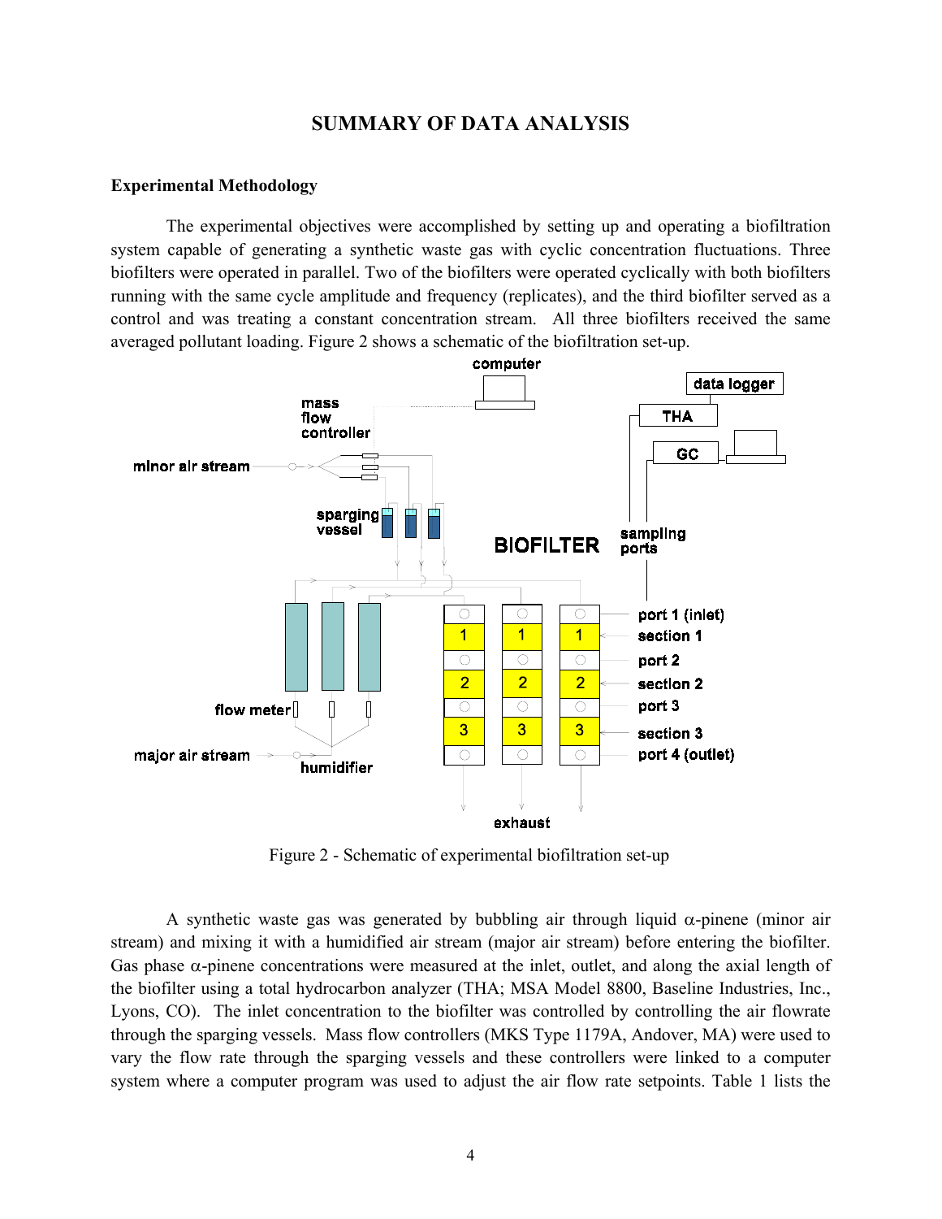## SUMMARY OF DATA ANALYSIS

### Experimental Methodology

The experimental objectives were accomplished by setting up and operating a biofiltration system capable of generating a synthetic waste gas with cyclic concentration fluctuations. Three biofilters were operated in parallel. Two of the biofilters were operated cyclically with both biofilters running with the same cycle amplitude and frequency (replicates), and the third biofilter served as a control and was treating a constant concentration stream. All three biofilters received the same averaged pollutant loading. Figure 2 shows a schematic of the biofiltration set-up.

Figure 2 - Schematic of experimental biofiltration set-up

A synthetic waste gas was generated by bubbling air through liquid α-pinene (minor air stream) and mixing it with a humidified air stream (major air stream) before entering the biofilter. Gas phase α-pinene concentrations were measured at the inlet, outlet, and along the axial length of the biofilter using a total hydrocarbon analyzer (THA; MSA Model 8800, Baseline Industries, Inc., Lyons, CO). The inlet concentration to the biofilter was controlled by controlling the air flowrate through the sparging vessels. Mass flow controllers (MKS Type 1179A, Andover, MA) were used to vary the flow rate through the sparging vessels and these controllers were linked to a computer system where a computer program was used to adjust the air flow rate setpoints. Table 1 lists the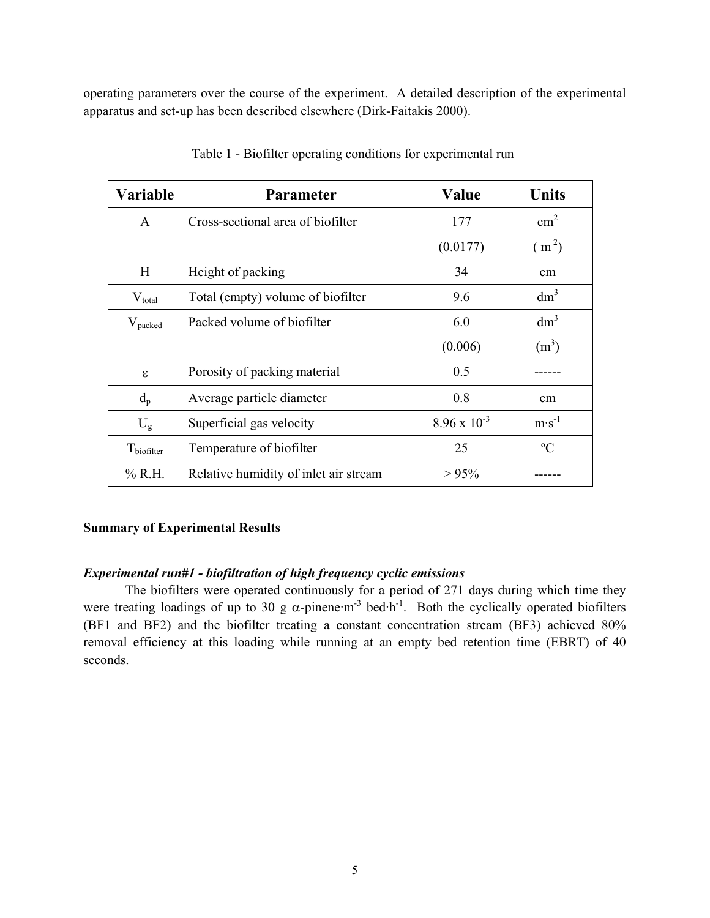operating parameters over the course of the experiment. A detailed description of the experimental apparatus and set-up has been described elsewhere (Dirk-Faitakis 2000).

Table 1 - Biofilter operating conditions for experimental run

| Variable | Parameter | Value | Units |
|---|---|---|---|
| A | Cross-sectional area of biofilter | 177 (0.0177) | $cm^2$ ($m^2$) |
| H | Height of packing | 34 | cm |
| $V_{total}$ | Total (empty) volume of biofilter | 9.6 | $dm^3$ |
| $V_{packed}$ | Packed volume of biofilter | 6.0 (0.006) | $dm^3$ ($m^3$) |
| $\varepsilon$ | Porosity of packing material | 0.5 | ------ |
| $d_p$ | Average particle diameter | 0.8 | cm |
| $U_g$ | Superficial gas velocity | $8.96 \times 10^{-3}$ | $m \cdot s^{-1}$ |
| $T_{biofilter}$ | Temperature of biofilter | 25 | ºC |
| % R.H. | Relative humidity of inlet air stream | > 95% | ------ |

**Summary of Experimental Results**

***Experimental run#1 - biofiltration of high frequency cyclic emissions***

The biofilters were operated continuously for a period of 271 days during which time they were treating loadings of up to 30 g $\alpha$-pinene$\cdot m^{-3}$ bed$\cdot h^{-1}$. Both the cyclically operated biofilters (BF1 and BF2) and the biofilter treating a constant concentration stream (BF3) achieved 80% removal efficiency at this loading while running at an empty bed retention time (EBRT) of 40 seconds.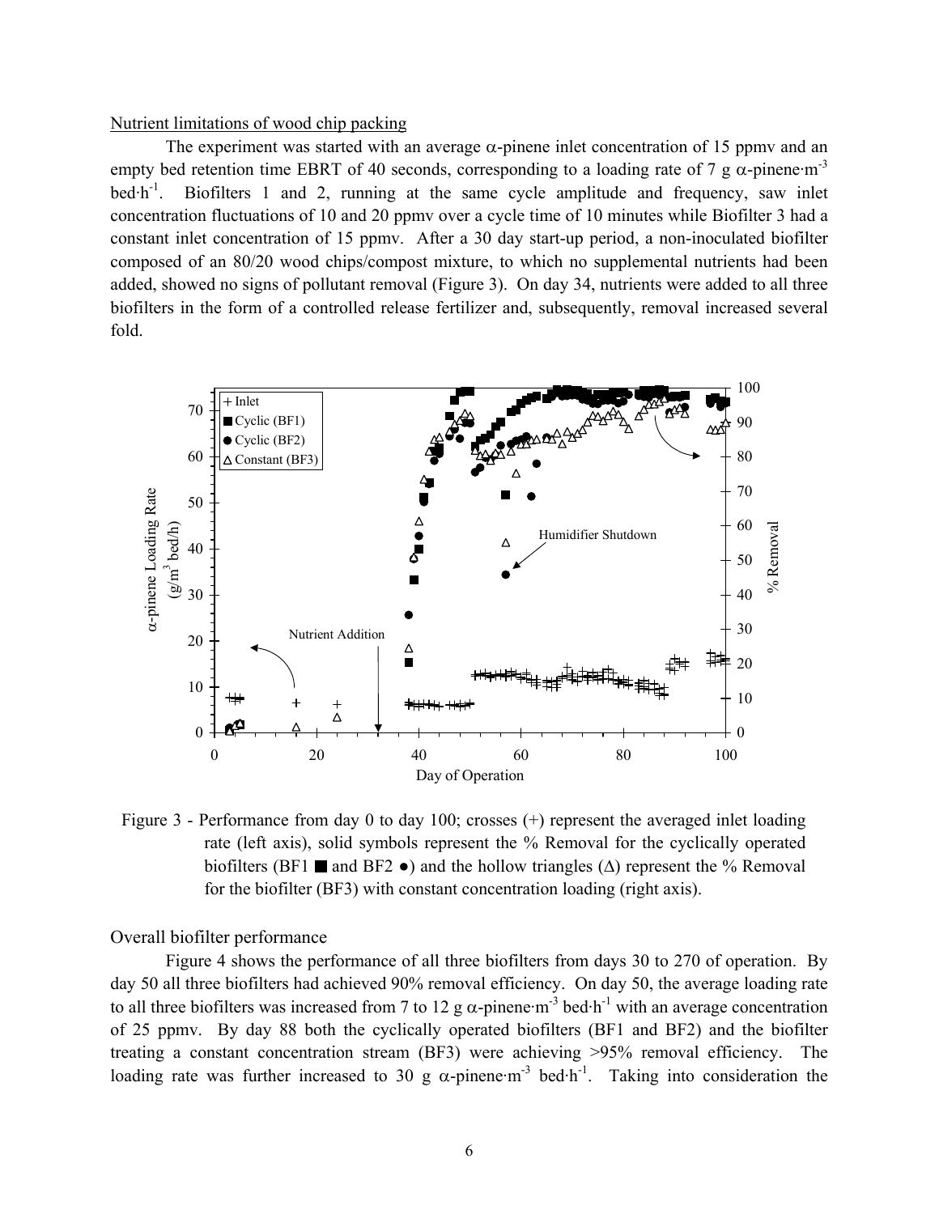Nutrient limitations of wood chip packing

The experiment was started with an average α-pinene inlet concentration of 15 ppmv and an empty bed retention time EBRT of 40 seconds, corresponding to a loading rate of 7 g α-pinene·m$^{-3}$ bed·h$^{-1}$. Biofilters 1 and 2, running at the same cycle amplitude and frequency, saw inlet concentration fluctuations of 10 and 20 ppmv over a cycle time of 10 minutes while Biofilter 3 had a constant inlet concentration of 15 ppmv. After a 30 day start-up period, a non-inoculated biofilter composed of an 80/20 wood chips/compost mixture, to which no supplemental nutrients had been added, showed no signs of pollutant removal (Figure 3). On day 34, nutrients were added to all three biofilters in the form of a controlled release fertilizer and, subsequently, removal increased several fold.

Figure 3 - Performance from day 0 to day 100; crosses (+) represent the averaged inlet loading rate (left axis), solid symbols represent the % Removal for the cyclically operated biofilters (BF1 ■ and BF2 ●) and the hollow triangles (Δ) represent the % Removal for the biofilter (BF3) with constant concentration loading (right axis).

Overall biofilter performance

Figure 4 shows the performance of all three biofilters from days 30 to 270 of operation. By day 50 all three biofilters had achieved 90% removal efficiency. On day 50, the average loading rate to all three biofilters was increased from 7 to 12 g α-pinene·m$^{-3}$ bed·h$^{-1}$ with an average concentration of 25 ppmv. By day 88 both the cyclically operated biofilters (BF1 and BF2) and the biofilter treating a constant concentration stream (BF3) were achieving >95% removal efficiency. The loading rate was further increased to 30 g α-pinene·m$^{-3}$ bed·h$^{-1}$. Taking into consideration the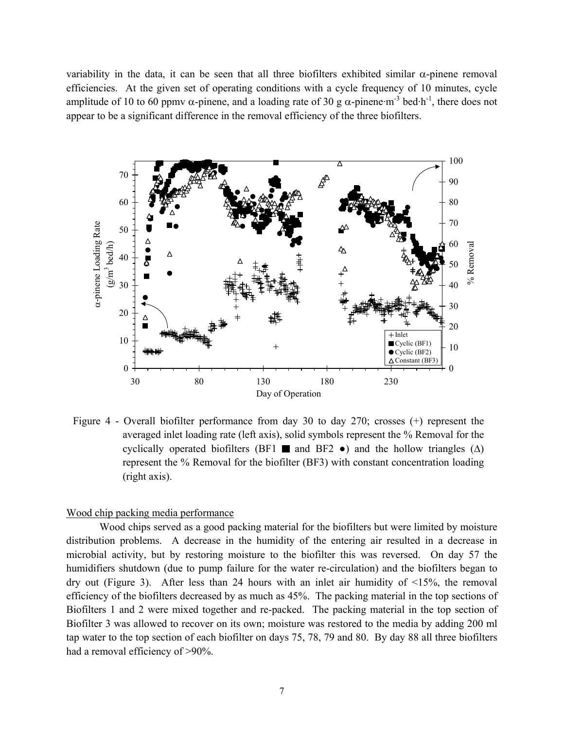variability in the data, it can be seen that all three biofilters exhibited similar α-pinene removal efficiencies. At the given set of operating conditions with a cycle frequency of 10 minutes, cycle amplitude of 10 to 60 ppmv α-pinene, and a loading rate of 30 g α-pinene·$m^{-3}$ bed·$h^{-1}$, there does not appear to be a significant difference in the removal efficiency of the three biofilters.

Figure 4 - Overall biofilter performance from day 30 to day 270; crosses (+) represent the averaged inlet loading rate (left axis), solid symbols represent the % Removal for the cyclically operated biofilters (BF1 ■ and BF2 ●) and the hollow triangles (Δ) represent the % Removal for the biofilter (BF3) with constant concentration loading (right axis).

Wood chip packing media performance

Wood chips served as a good packing material for the biofilters but were limited by moisture distribution problems. A decrease in the humidity of the entering air resulted in a decrease in microbial activity, but by restoring moisture to the biofilter this was reversed. On day 57 the humidifiers shutdown (due to pump failure for the water re-circulation) and the biofilters began to dry out (Figure 3). After less than 24 hours with an inlet air humidity of <15%, the removal efficiency of the biofilters decreased by as much as 45%. The packing material in the top sections of Biofilters 1 and 2 were mixed together and re-packed. The packing material in the top section of Biofilter 3 was allowed to recover on its own; moisture was restored to the media by adding 200 ml tap water to the top section of each biofilter on days 75, 78, 79 and 80. By day 88 all three biofilters had a removal efficiency of >90%.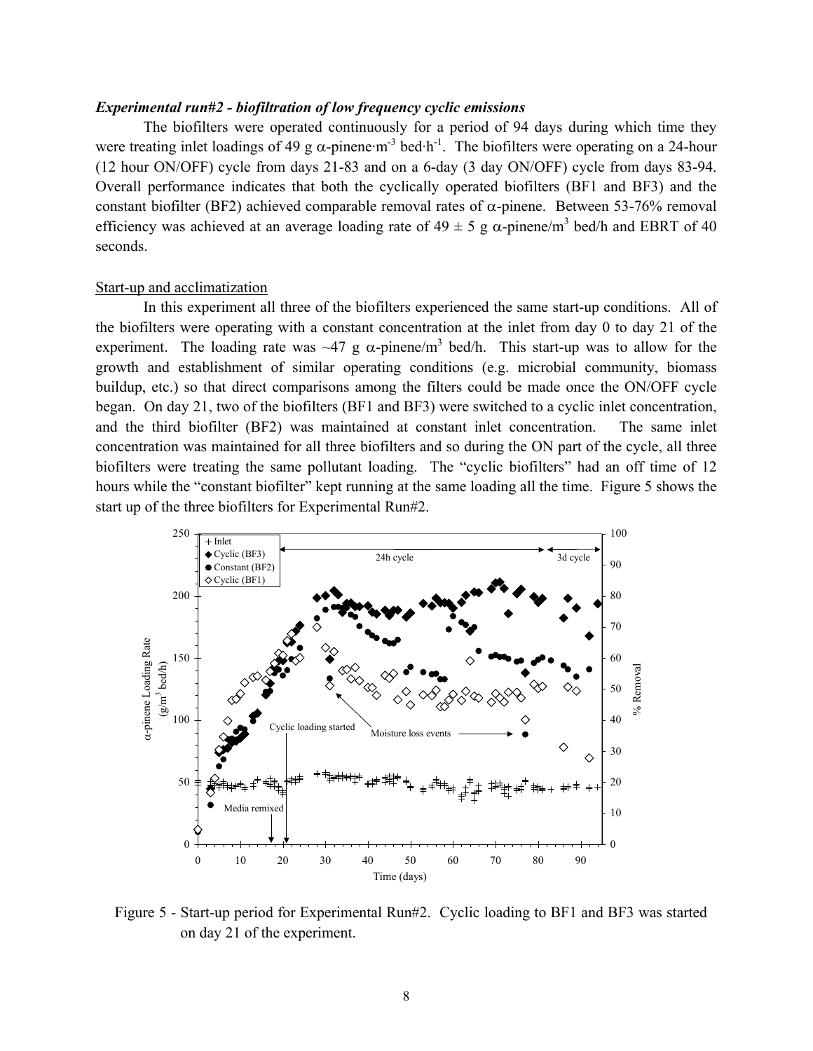***Experimental run#2 - biofiltration of low frequency cyclic emissions***

The biofilters were operated continuously for a period of 94 days during which time they were treating inlet loadings of 49 g α-pinene·m$^{-3}$ bed·h$^{-1}$. The biofilters were operating on a 24-hour (12 hour ON/OFF) cycle from days 21-83 and on a 6-day (3 day ON/OFF) cycle from days 83-94. Overall performance indicates that both the cyclically operated biofilters (BF1 and BF3) and the constant biofilter (BF2) achieved comparable removal rates of α-pinene. Between 53-76% removal efficiency was achieved at an average loading rate of 49 ± 5 g α-pinene/m$^3$ bed/h and EBRT of 40 seconds.

Start-up and acclimatization

In this experiment all three of the biofilters experienced the same start-up conditions. All of the biofilters were operating with a constant concentration at the inlet from day 0 to day 21 of the experiment. The loading rate was ~47 g α-pinene/m$^3$ bed/h. This start-up was to allow for the growth and establishment of similar operating conditions (e.g. microbial community, biomass buildup, etc.) so that direct comparisons among the filters could be made once the ON/OFF cycle began. On day 21, two of the biofilters (BF1 and BF3) were switched to a cyclic inlet concentration, and the third biofilter (BF2) was maintained at constant inlet concentration. The same inlet concentration was maintained for all three biofilters and so during the ON part of the cycle, all three biofilters were treating the same pollutant loading. The "cyclic biofilters" had an off time of 12 hours while the "constant biofilter" kept running at the same loading all the time. Figure 5 shows the start up of the three biofilters for Experimental Run#2.

Figure 5 - Start-up period for Experimental Run#2. Cyclic loading to BF1 and BF3 was started on day 21 of the experiment.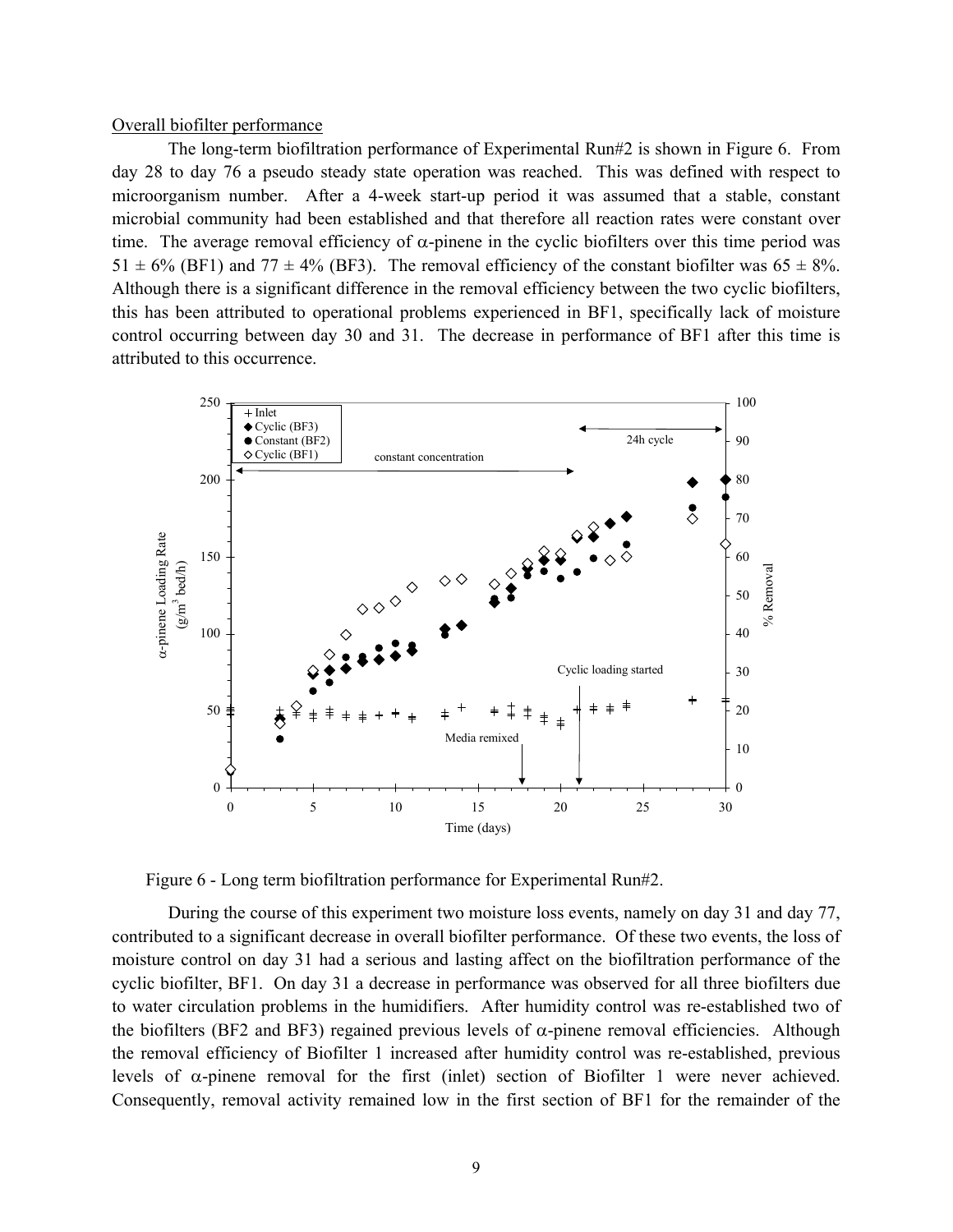Overall biofilter performance

The long-term biofiltration performance of Experimental Run#2 is shown in Figure 6. From day 28 to day 76 a pseudo steady state operation was reached. This was defined with respect to microorganism number. After a 4-week start-up period it was assumed that a stable, constant microbial community had been established and that therefore all reaction rates were constant over time. The average removal efficiency of α-pinene in the cyclic biofilters over this time period was 51 ± 6% (BF1) and 77 ± 4% (BF3). The removal efficiency of the constant biofilter was 65 ± 8%. Although there is a significant difference in the removal efficiency between the two cyclic biofilters, this has been attributed to operational problems experienced in BF1, specifically lack of moisture control occurring between day 30 and 31. The decrease in performance of BF1 after this time is attributed to this occurrence.

Figure 6 - Long term biofiltration performance for Experimental Run#2.

During the course of this experiment two moisture loss events, namely on day 31 and day 77, contributed to a significant decrease in overall biofilter performance. Of these two events, the loss of moisture control on day 31 had a serious and lasting affect on the biofiltration performance of the cyclic biofilter, BF1. On day 31 a decrease in performance was observed for all three biofilters due to water circulation problems in the humidifiers. After humidity control was re-established two of the biofilters (BF2 and BF3) regained previous levels of α-pinene removal efficiencies. Although the removal efficiency of Biofilter 1 increased after humidity control was re-established, previous levels of α-pinene removal for the first (inlet) section of Biofilter 1 were never achieved. Consequently, removal activity remained low in the first section of BF1 for the remainder of the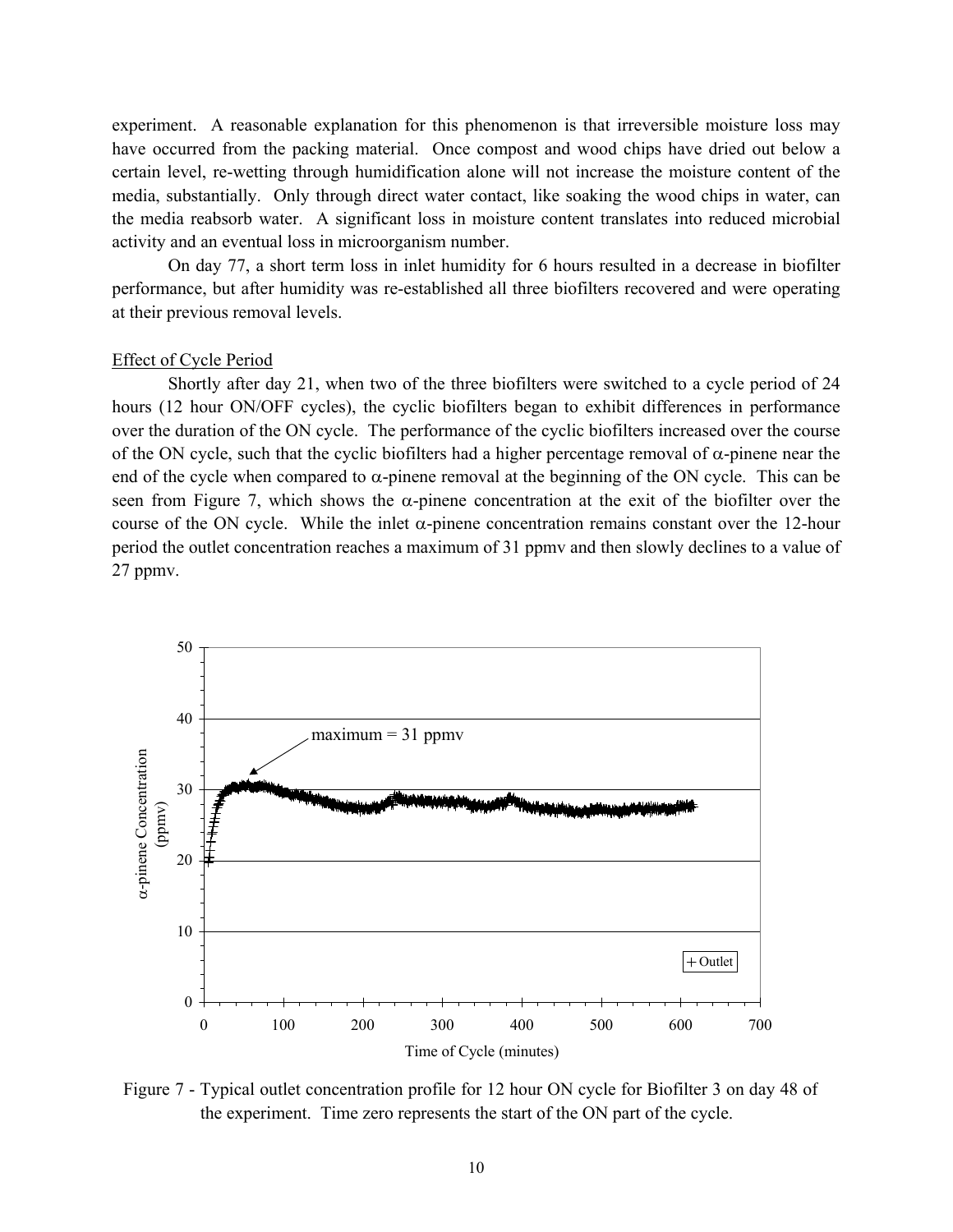experiment. A reasonable explanation for this phenomenon is that irreversible moisture loss may have occurred from the packing material. Once compost and wood chips have dried out below a certain level, re-wetting through humidification alone will not increase the moisture content of the media, substantially. Only through direct water contact, like soaking the wood chips in water, can the media reabsorb water. A significant loss in moisture content translates into reduced microbial activity and an eventual loss in microorganism number.

On day 77, a short term loss in inlet humidity for 6 hours resulted in a decrease in biofilter performance, but after humidity was re-established all three biofilters recovered and were operating at their previous removal levels.

Effect of Cycle Period

Shortly after day 21, when two of the three biofilters were switched to a cycle period of 24 hours (12 hour ON/OFF cycles), the cyclic biofilters began to exhibit differences in performance over the duration of the ON cycle. The performance of the cyclic biofilters increased over the course of the ON cycle, such that the cyclic biofilters had a higher percentage removal of $\alpha$-pinene near the end of the cycle when compared to $\alpha$-pinene removal at the beginning of the ON cycle. This can be seen from Figure 7, which shows the $\alpha$-pinene concentration at the exit of the biofilter over the course of the ON cycle. While the inlet $\alpha$-pinene concentration remains constant over the 12-hour period the outlet concentration reaches a maximum of 31 ppmv and then slowly declines to a value of 27 ppmv.

Figure 7 - Typical outlet concentration profile for 12 hour ON cycle for Biofilter 3 on day 48 of the experiment. Time zero represents the start of the ON part of the cycle.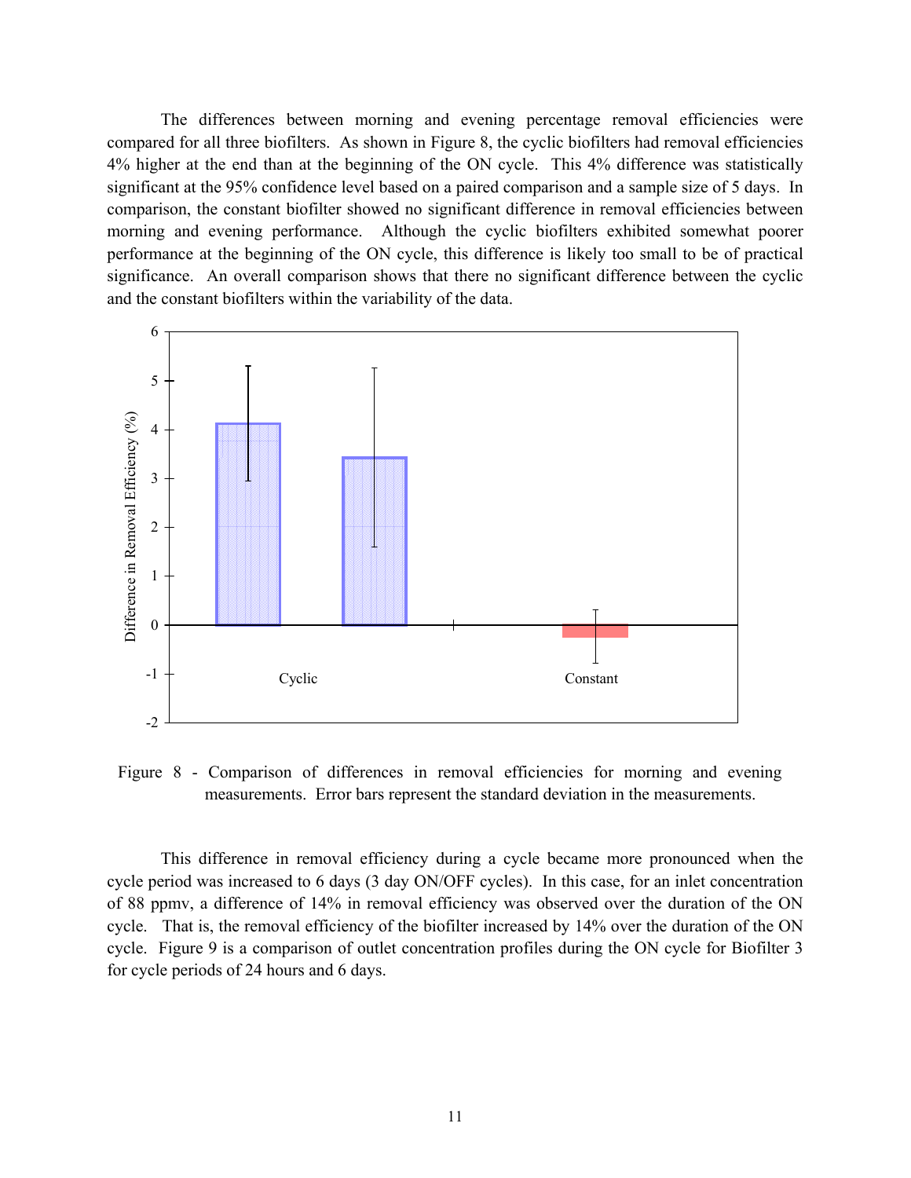The differences between morning and evening percentage removal efficiencies were compared for all three biofilters. As shown in Figure 8, the cyclic biofilters had removal efficiencies 4% higher at the end than at the beginning of the ON cycle. This 4% difference was statistically significant at the 95% confidence level based on a paired comparison and a sample size of 5 days. In comparison, the constant biofilter showed no significant difference in removal efficiencies between morning and evening performance. Although the cyclic biofilters exhibited somewhat poorer performance at the beginning of the ON cycle, this difference is likely too small to be of practical significance. An overall comparison shows that there no significant difference between the cyclic and the constant biofilters within the variability of the data.

Figure 8 - Comparison of differences in removal efficiencies for morning and evening measurements. Error bars represent the standard deviation in the measurements.

This difference in removal efficiency during a cycle became more pronounced when the cycle period was increased to 6 days (3 day ON/OFF cycles). In this case, for an inlet concentration of 88 ppmv, a difference of 14% in removal efficiency was observed over the duration of the ON cycle. That is, the removal efficiency of the biofilter increased by 14% over the duration of the ON cycle. Figure 9 is a comparison of outlet concentration profiles during the ON cycle for Biofilter 3 for cycle periods of 24 hours and 6 days.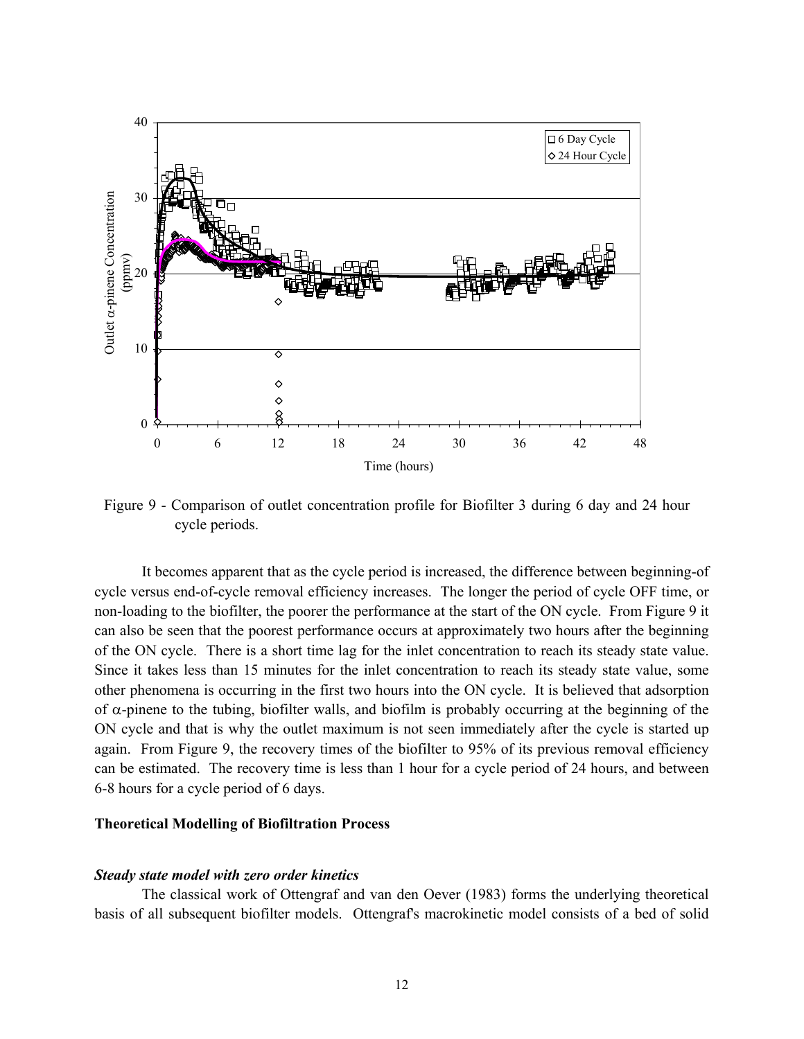Figure 9 - Comparison of outlet concentration profile for Biofilter 3 during 6 day and 24 hour cycle periods.

It becomes apparent that as the cycle period is increased, the difference between beginning-of cycle versus end-of-cycle removal efficiency increases. The longer the period of cycle OFF time, or non-loading to the biofilter, the poorer the performance at the start of the ON cycle. From Figure 9 it can also be seen that the poorest performance occurs at approximately two hours after the beginning of the ON cycle. There is a short time lag for the inlet concentration to reach its steady state value. Since it takes less than 15 minutes for the inlet concentration to reach its steady state value, some other phenomena is occurring in the first two hours into the ON cycle. It is believed that adsorption of $\alpha$-pinene to the tubing, biofilter walls, and biofilm is probably occurring at the beginning of the ON cycle and that is why the outlet maximum is not seen immediately after the cycle is started up again. From Figure 9, the recovery times of the biofilter to 95% of its previous removal efficiency can be estimated. The recovery time is less than 1 hour for a cycle period of 24 hours, and between 6-8 hours for a cycle period of 6 days.

## Theoretical Modelling of Biofiltration Process

### *Steady state model with zero order kinetics*

The classical work of Ottengraf and van den Oever (1983) forms the underlying theoretical basis of all subsequent biofilter models. Ottengraf's macrokinetic model consists of a bed of solid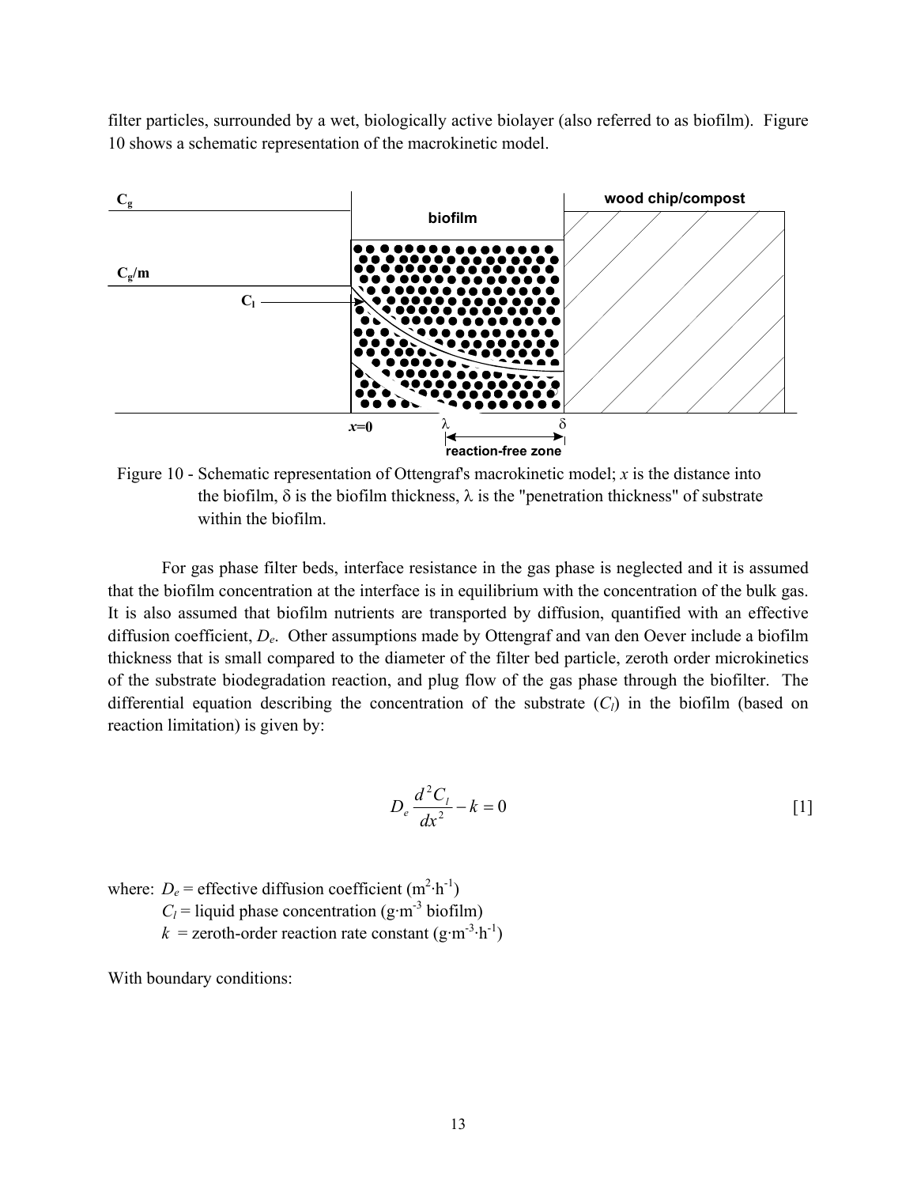filter particles, surrounded by a wet, biologically active biolayer (also referred to as biofilm). Figure 10 shows a schematic representation of the macrokinetic model.

Figure 10 - Schematic representation of Ottengraf's macrokinetic model; $x$ is the distance into the biofilm, $\delta$ is the biofilm thickness, $\lambda$ is the "penetration thickness" of substrate within the biofilm.

For gas phase filter beds, interface resistance in the gas phase is neglected and it is assumed that the biofilm concentration at the interface is in equilibrium with the concentration of the bulk gas. It is also assumed that biofilm nutrients are transported by diffusion, quantified with an effective diffusion coefficient, $D_e$. Other assumptions made by Ottengraf and van den Oever include a biofilm thickness that is small compared to the diameter of the filter bed particle, zeroth order microkinetics of the substrate biodegradation reaction, and plug flow of the gas phase through the biofilter. The differential equation describing the concentration of the substrate ($C_l$) in the biofilm (based on reaction limitation) is given by:

$$D_e \frac{d^2 C_l}{dx^2} - k = 0 \qquad [1]$$

where: $D_e$ = effective diffusion coefficient ($m^2 \cdot h^{-1}$)
$C_l$ = liquid phase concentration ($g \cdot m^{-3}$ biofilm)
$k$ = zeroth-order reaction rate constant ($g \cdot m^{-3} \cdot h^{-1}$)

With boundary conditions: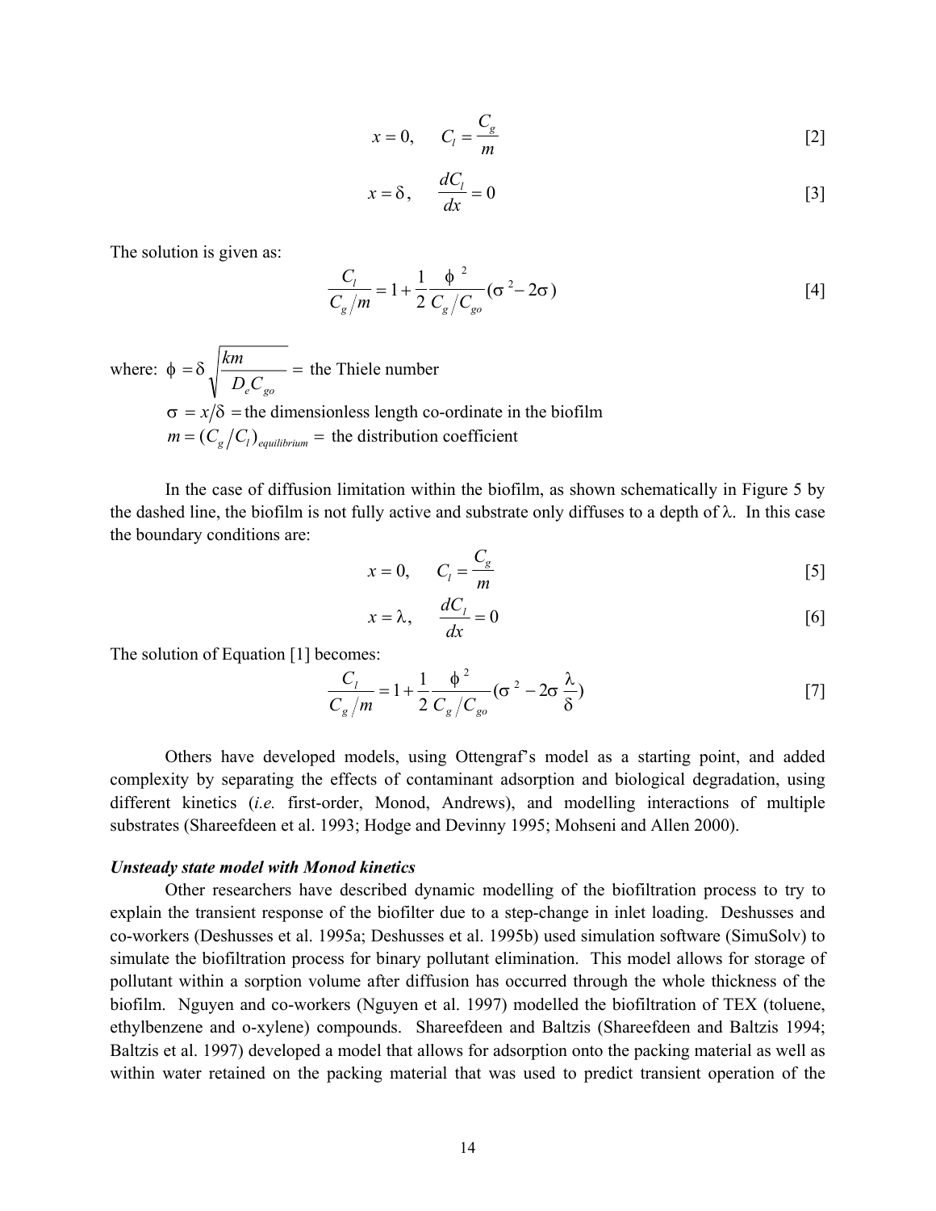$$x = 0, \quad C_l = \frac{C_g}{m} \tag{2}$$

$$x = \delta, \quad \frac{dC_l}{dx} = 0 \tag{3}$$

The solution is given as:

$$\frac{C_l}{C_g/m} = 1 + \frac{1}{2}\frac{\phi^2}{C_g/C_{go}}(\sigma^2 - 2\sigma) \tag{4}$$

where: $\phi = \delta\sqrt{\frac{km}{D_e C_{go}}}$ = the Thiele number

$\sigma = x/\delta$ = the dimensionless length co-ordinate in the biofilm

$m = (C_g/C_l)_{equilibrium}$ = the distribution coefficient

In the case of diffusion limitation within the biofilm, as shown schematically in Figure 5 by the dashed line, the biofilm is not fully active and substrate only diffuses to a depth of $\lambda$. In this case the boundary conditions are:

$$x = 0, \quad C_l = \frac{C_g}{m} \tag{5}$$

$$x = \lambda, \quad \frac{dC_l}{dx} = 0 \tag{6}$$

The solution of Equation [1] becomes:

$$\frac{C_l}{C_g/m} = 1 + \frac{1}{2}\frac{\phi^2}{C_g/C_{go}}(\sigma^2 - 2\sigma\frac{\lambda}{\delta}) \tag{7}$$

Others have developed models, using Ottengraf's model as a starting point, and added complexity by separating the effects of contaminant adsorption and biological degradation, using different kinetics (*i.e.* first-order, Monod, Andrews), and modelling interactions of multiple substrates (Shareefdeen et al. 1993; Hodge and Devinny 1995; Mohseni and Allen 2000).

***Unsteady state model with Monod kinetics***

Other researchers have described dynamic modelling of the biofiltration process to try to explain the transient response of the biofilter due to a step-change in inlet loading. Deshusses and co-workers (Deshusses et al. 1995a; Deshusses et al. 1995b) used simulation software (SimuSolv) to simulate the biofiltration process for binary pollutant elimination. This model allows for storage of pollutant within a sorption volume after diffusion has occurred through the whole thickness of the biofilm. Nguyen and co-workers (Nguyen et al. 1997) modelled the biofiltration of TEX (toluene, ethylbenzene and o-xylene) compounds. Shareefdeen and Baltzis (Shareefdeen and Baltzis 1994; Baltzis et al. 1997) developed a model that allows for adsorption onto the packing material as well as within water retained on the packing material that was used to predict transient operation of the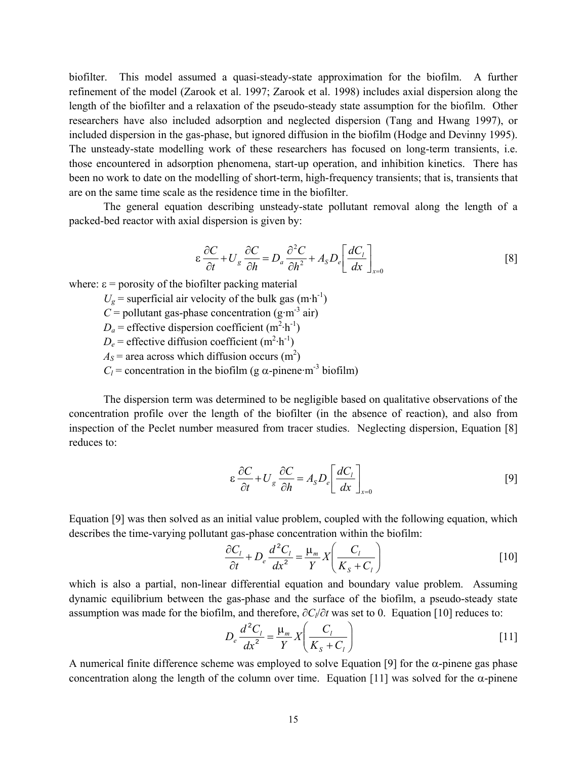biofilter. This model assumed a quasi-steady-state approximation for the biofilm. A further refinement of the model (Zarook et al. 1997; Zarook et al. 1998) includes axial dispersion along the length of the biofilter and a relaxation of the pseudo-steady state assumption for the biofilm. Other researchers have also included adsorption and neglected dispersion (Tang and Hwang 1997), or included dispersion in the gas-phase, but ignored diffusion in the biofilm (Hodge and Devinny 1995). The unsteady-state modelling work of these researchers has focused on long-term transients, i.e. those encountered in adsorption phenomena, start-up operation, and inhibition kinetics. There has been no work to date on the modelling of short-term, high-frequency transients; that is, transients that are on the same time scale as the residence time in the biofilter.

The general equation describing unsteady-state pollutant removal along the length of a packed-bed reactor with axial dispersion is given by:

$$\varepsilon \frac{\partial C}{\partial t} + U_g \frac{\partial C}{\partial h} = D_a \frac{\partial^2 C}{\partial h^2} + A_S D_e \left[ \frac{dC_l}{dx} \right]_{x=0} \qquad [8]$$

where: $\varepsilon$ = porosity of the biofilter packing material

$U_g$ = superficial air velocity of the bulk gas ($m \cdot h^{-1}$)

$C$ = pollutant gas-phase concentration ($g \cdot m^{-3}$ air)

$D_a$ = effective dispersion coefficient ($m^2 \cdot h^{-1}$)

$D_e$ = effective diffusion coefficient ($m^2 \cdot h^{-1}$)

$A_S$ = area across which diffusion occurs ($m^2$)

$C_l$ = concentration in the biofilm (g $\alpha$-pinene$\cdot m^{-3}$ biofilm)

The dispersion term was determined to be negligible based on qualitative observations of the concentration profile over the length of the biofilter (in the absence of reaction), and also from inspection of the Peclet number measured from tracer studies. Neglecting dispersion, Equation [8] reduces to:

$$\varepsilon \frac{\partial C}{\partial t} + U_g \frac{\partial C}{\partial h} = A_S D_e \left[ \frac{dC_l}{dx} \right]_{x=0} \qquad [9]$$

Equation [9] was then solved as an initial value problem, coupled with the following equation, which describes the time-varying pollutant gas-phase concentration within the biofilm:

$$\frac{\partial C_l}{\partial t} + D_e \frac{d^2 C_l}{dx^2} = \frac{\mu_m}{Y} X \left( \frac{C_l}{K_S + C_l} \right) \qquad [10]$$

which is also a partial, non-linear differential equation and boundary value problem. Assuming dynamic equilibrium between the gas-phase and the surface of the biofilm, a pseudo-steady state assumption was made for the biofilm, and therefore, $\partial C_l / \partial t$ was set to 0. Equation [10] reduces to:

$$D_e \frac{d^2 C_l}{dx^2} = \frac{\mu_m}{Y} X \left( \frac{C_l}{K_S + C_l} \right) \qquad [11]$$

A numerical finite difference scheme was employed to solve Equation [9] for the $\alpha$-pinene gas phase concentration along the length of the column over time. Equation [11] was solved for the $\alpha$-pinene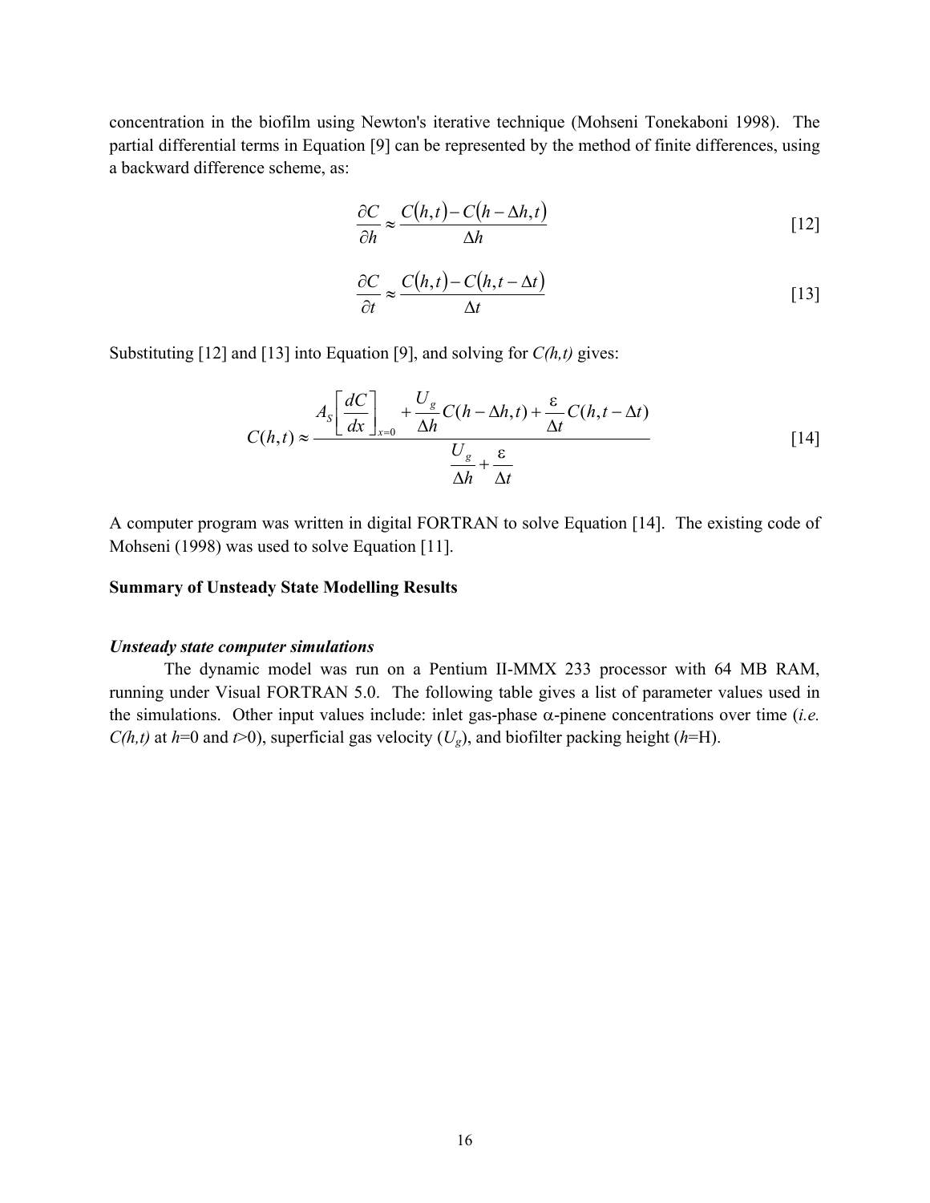concentration in the biofilm using Newton's iterative technique (Mohseni Tonekaboni 1998). The partial differential terms in Equation [9] can be represented by the method of finite differences, using a backward difference scheme, as:

$$\frac{\partial C}{\partial h} \approx \frac{C(h,t) - C(h - \Delta h, t)}{\Delta h} \qquad [12]$$

$$\frac{\partial C}{\partial t} \approx \frac{C(h,t) - C(h, t - \Delta t)}{\Delta t} \qquad [13]$$

Substituting [12] and [13] into Equation [9], and solving for *C(h,t)* gives:

$$C(h,t) \approx \frac{A_S \left[\frac{dC}{dx}\right]_{x=0} + \frac{U_g}{\Delta h} C(h - \Delta h, t) + \frac{\varepsilon}{\Delta t} C(h, t - \Delta t)}{\frac{U_g}{\Delta h} + \frac{\varepsilon}{\Delta t}} \qquad [14]$$

A computer program was written in digital FORTRAN to solve Equation [14]. The existing code of Mohseni (1998) was used to solve Equation [11].

**Summary of Unsteady State Modelling Results**

***Unsteady state computer simulations***

The dynamic model was run on a Pentium II-MMX 233 processor with 64 MB RAM, running under Visual FORTRAN 5.0. The following table gives a list of parameter values used in the simulations. Other input values include: inlet gas-phase $\alpha$-pinene concentrations over time (*i.e.* *C(h,t)* at *h*=0 and *t*>0), superficial gas velocity ($U_g$), and biofilter packing height (*h*=H).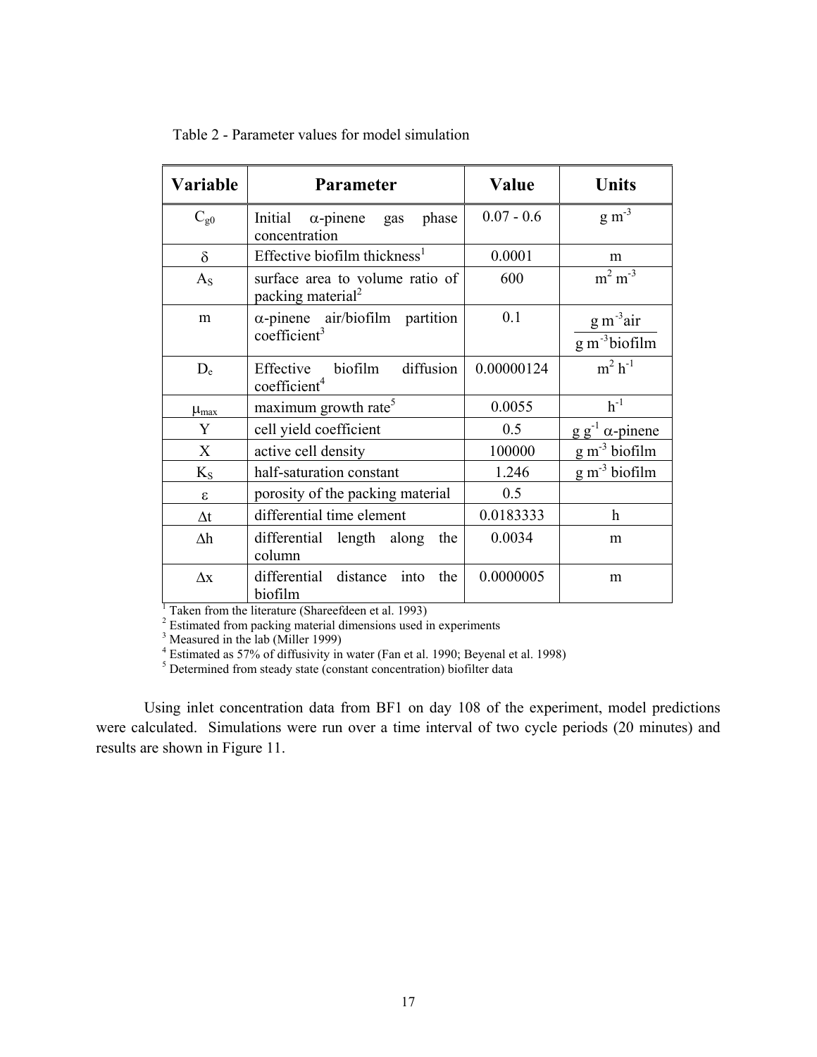Table 2 - Parameter values for model simulation

| Variable | Parameter | Value | Units |
|---|---|---|---|
| $C_{g0}$ | Initial α-pinene gas phase concentration | 0.07 - 0.6 | $g\ m^{-3}$ |
| $\delta$ | Effective biofilm thickness[1] | 0.0001 | m |
| $A_S$ | surface area to volume ratio of packing material[2] | 600 | $m^2\ m^{-3}$ |
| m | α-pinene air/biofilm partition coefficient[3] | 0.1 | $\frac{g\ m^{-3} air}{g\ m^{-3} biofilm}$ |
| $D_e$ | Effective biofilm diffusion coefficient[4] | 0.00000124 | $m^2\ h^{-1}$ |
| $\mu_{max}$ | maximum growth rate[5] | 0.0055 | $h^{-1}$ |
| Y | cell yield coefficient | 0.5 | $g\ g^{-1}$ α-pinene |
| X | active cell density | 100000 | $g\ m^{-3}$ biofilm |
| $K_S$ | half-saturation constant | 1.246 | $g\ m^{-3}$ biofilm |
| $\varepsilon$ | porosity of the packing material | 0.5 | |
| $\Delta t$ | differential time element | 0.0183333 | h |
| $\Delta h$ | differential length along the column | 0.0034 | m |
| $\Delta x$ | differential distance into the biofilm | 0.0000005 | m |

[1] Taken from the literature (Shareefdeen et al. 1993)
[2] Estimated from packing material dimensions used in experiments
[3] Measured in the lab (Miller 1999)
[4] Estimated as 57% of diffusivity in water (Fan et al. 1990; Beyenal et al. 1998)
[5] Determined from steady state (constant concentration) biofilter data

Using inlet concentration data from BF1 on day 108 of the experiment, model predictions were calculated. Simulations were run over a time interval of two cycle periods (20 minutes) and results are shown in Figure 11.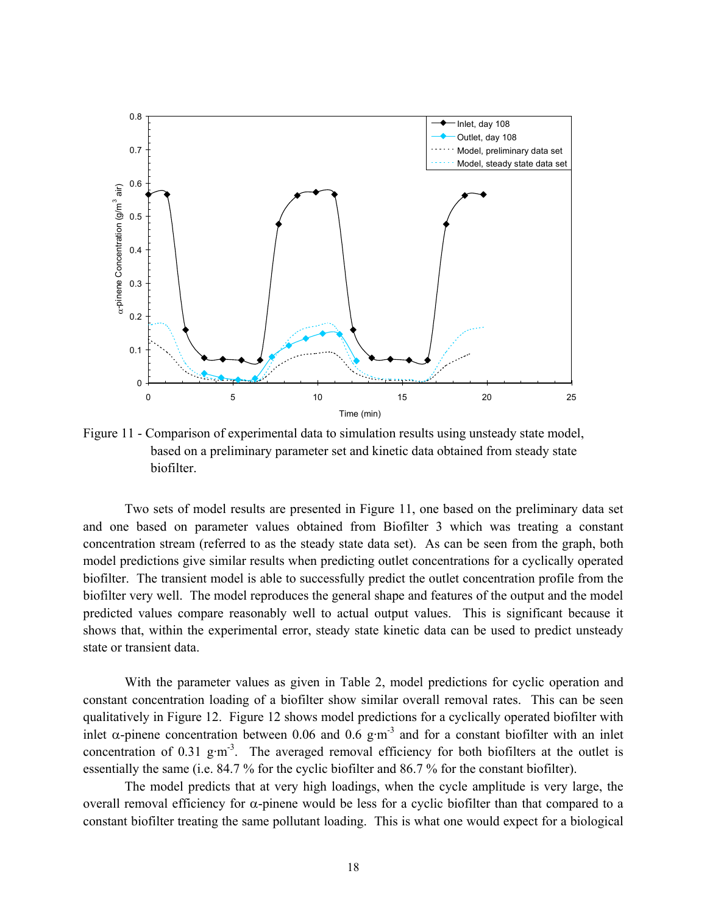Figure 11 - Comparison of experimental data to simulation results using unsteady state model, based on a preliminary parameter set and kinetic data obtained from steady state biofilter.

Two sets of model results are presented in Figure 11, one based on the preliminary data set and one based on parameter values obtained from Biofilter 3 which was treating a constant concentration stream (referred to as the steady state data set). As can be seen from the graph, both model predictions give similar results when predicting outlet concentrations for a cyclically operated biofilter. The transient model is able to successfully predict the outlet concentration profile from the biofilter very well. The model reproduces the general shape and features of the output and the model predicted values compare reasonably well to actual output values. This is significant because it shows that, within the experimental error, steady state kinetic data can be used to predict unsteady state or transient data.

With the parameter values as given in Table 2, model predictions for cyclic operation and constant concentration loading of a biofilter show similar overall removal rates. This can be seen qualitatively in Figure 12. Figure 12 shows model predictions for a cyclically operated biofilter with inlet α-pinene concentration between 0.06 and 0.6 $g{\cdot}m^{-3}$ and for a constant biofilter with an inlet concentration of 0.31 $g{\cdot}m^{-3}$. The averaged removal efficiency for both biofilters at the outlet is essentially the same (i.e. 84.7 % for the cyclic biofilter and 86.7 % for the constant biofilter).

The model predicts that at very high loadings, when the cycle amplitude is very large, the overall removal efficiency for α-pinene would be less for a cyclic biofilter than that compared to a constant biofilter treating the same pollutant loading. This is what one would expect for a biological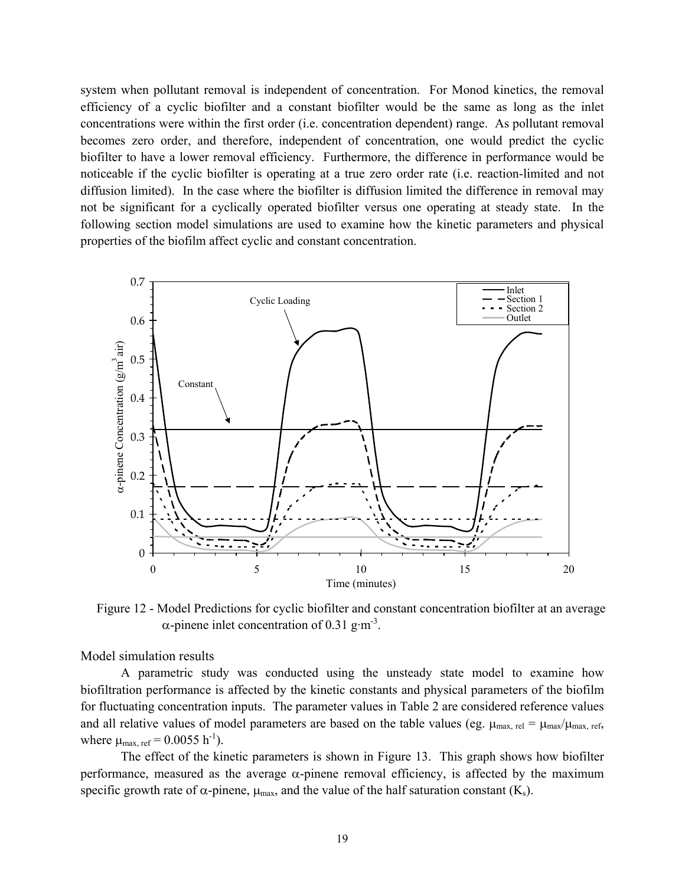system when pollutant removal is independent of concentration. For Monod kinetics, the removal efficiency of a cyclic biofilter and a constant biofilter would be the same as long as the inlet concentrations were within the first order (i.e. concentration dependent) range. As pollutant removal becomes zero order, and therefore, independent of concentration, one would predict the cyclic biofilter to have a lower removal efficiency. Furthermore, the difference in performance would be noticeable if the cyclic biofilter is operating at a true zero order rate (i.e. reaction-limited and not diffusion limited). In the case where the biofilter is diffusion limited the difference in removal may not be significant for a cyclically operated biofilter versus one operating at steady state. In the following section model simulations are used to examine how the kinetic parameters and physical properties of the biofilm affect cyclic and constant concentration.

Figure 12 - Model Predictions for cyclic biofilter and constant concentration biofilter at an average $\alpha$-pinene inlet concentration of 0.31 $g \cdot m^{-3}$.

## Model simulation results

A parametric study was conducted using the unsteady state model to examine how biofiltration performance is affected by the kinetic constants and physical parameters of the biofilm for fluctuating concentration inputs. The parameter values in Table 2 are considered reference values and all relative values of model parameters are based on the table values (eg. $\mu_{max, rel} = \mu_{max}/\mu_{max, ref}$, where $\mu_{max, ref} = 0.0055\ h^{-1}$).

The effect of the kinetic parameters is shown in Figure 13. This graph shows how biofilter performance, measured as the average $\alpha$-pinene removal efficiency, is affected by the maximum specific growth rate of $\alpha$-pinene, $\mu_{max}$, and the value of the half saturation constant ($K_s$).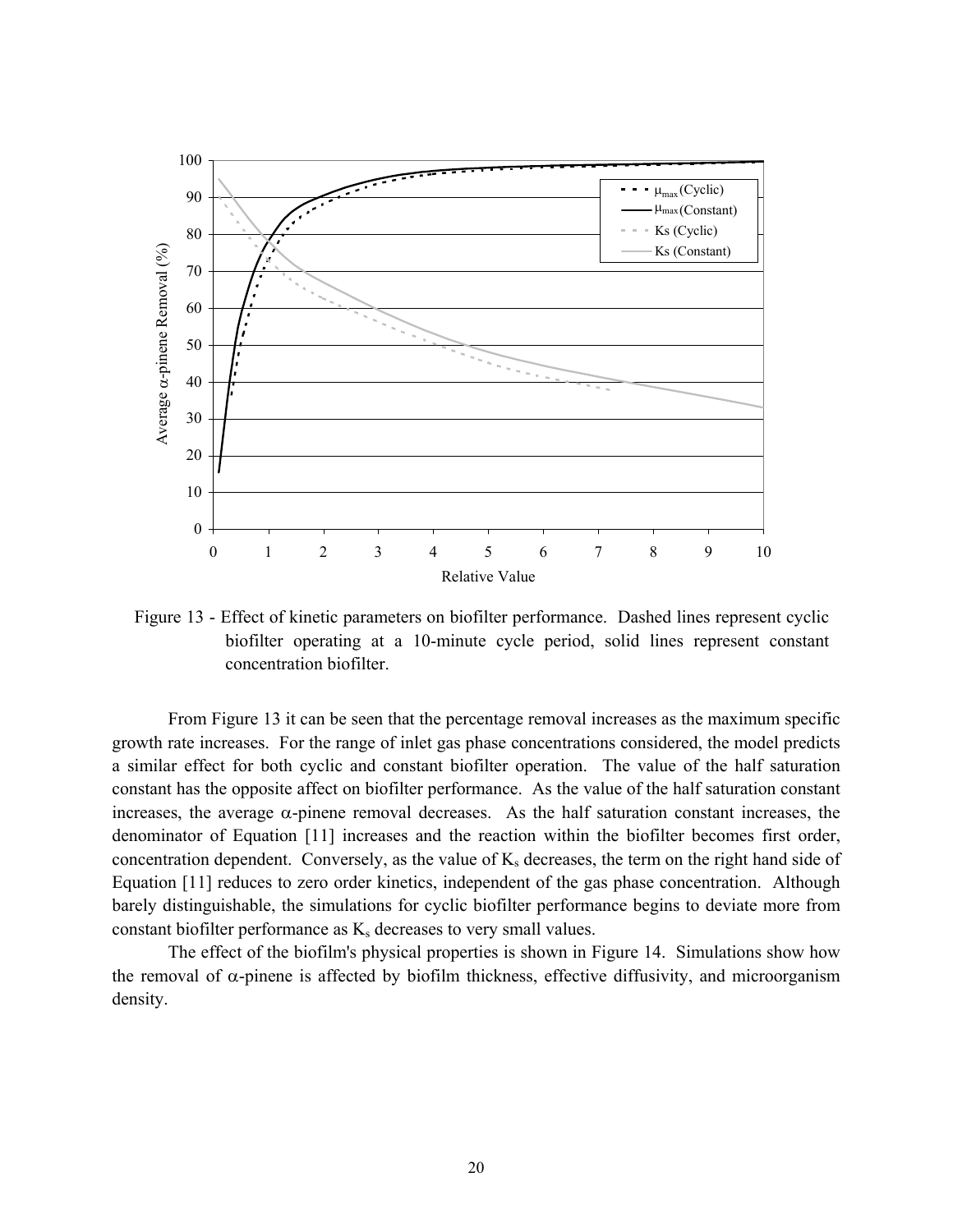Figure 13 - Effect of kinetic parameters on biofilter performance. Dashed lines represent cyclic biofilter operating at a 10-minute cycle period, solid lines represent constant concentration biofilter.

From Figure 13 it can be seen that the percentage removal increases as the maximum specific growth rate increases. For the range of inlet gas phase concentrations considered, the model predicts a similar effect for both cyclic and constant biofilter operation. The value of the half saturation constant has the opposite affect on biofilter performance. As the value of the half saturation constant increases, the average $\alpha$-pinene removal decreases. As the half saturation constant increases, the denominator of Equation [11] increases and the reaction within the biofilter becomes first order, concentration dependent. Conversely, as the value of $K_s$ decreases, the term on the right hand side of Equation [11] reduces to zero order kinetics, independent of the gas phase concentration. Although barely distinguishable, the simulations for cyclic biofilter performance begins to deviate more from constant biofilter performance as $K_s$ decreases to very small values.

The effect of the biofilm's physical properties is shown in Figure 14. Simulations show how the removal of $\alpha$-pinene is affected by biofilm thickness, effective diffusivity, and microorganism density.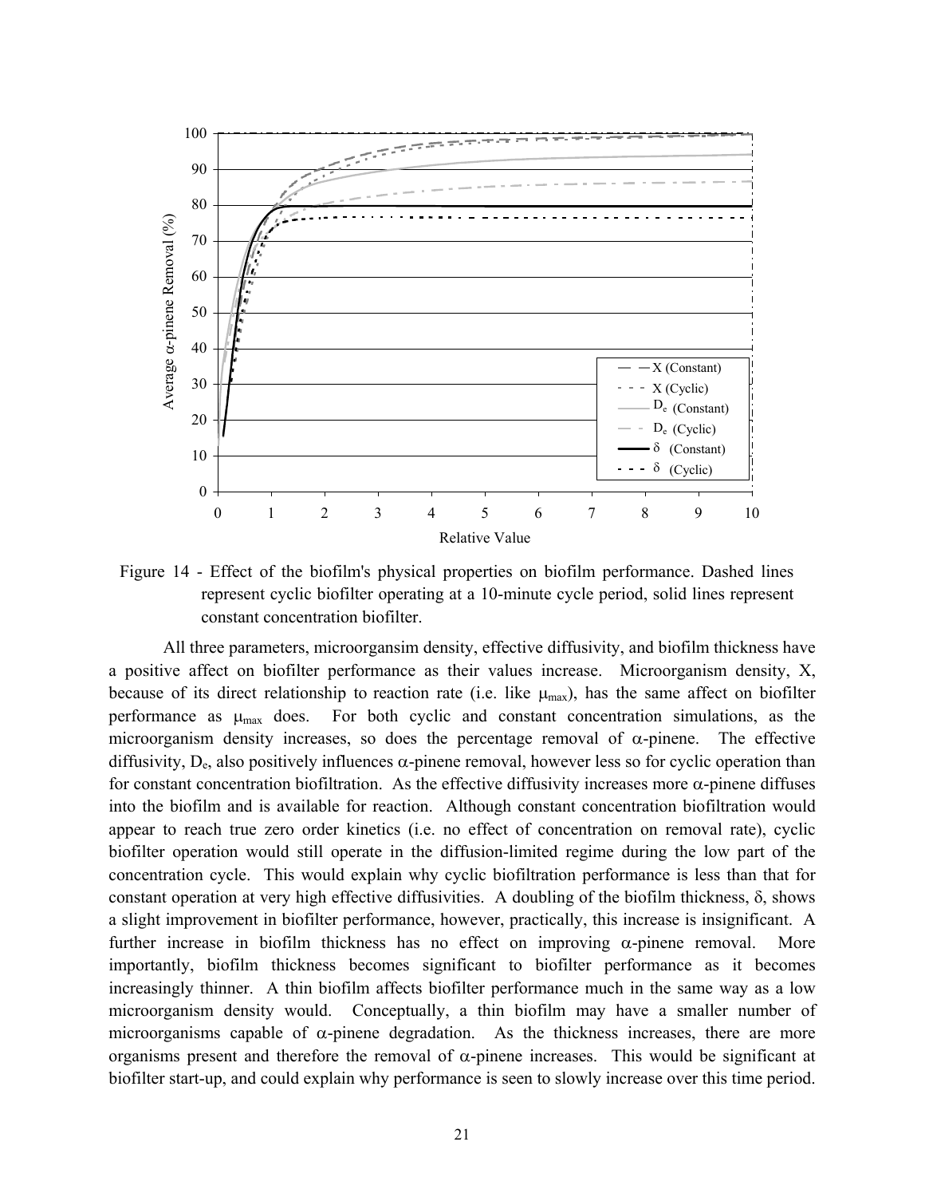Figure 14 - Effect of the biofilm's physical properties on biofilm performance. Dashed lines represent cyclic biofilter operating at a 10-minute cycle period, solid lines represent constant concentration biofilter.

All three parameters, microorgansim density, effective diffusivity, and biofilm thickness have a positive affect on biofilter performance as their values increase. Microorganism density, X, because of its direct relationship to reaction rate (i.e. like $\mu_{max}$), has the same affect on biofilter performance as $\mu_{max}$ does. For both cyclic and constant concentration simulations, as the microorganism density increases, so does the percentage removal of $\alpha$-pinene. The effective diffusivity, $D_e$, also positively influences $\alpha$-pinene removal, however less so for cyclic operation than for constant concentration biofiltration. As the effective diffusivity increases more $\alpha$-pinene diffuses into the biofilm and is available for reaction. Although constant concentration biofiltration would appear to reach true zero order kinetics (i.e. no effect of concentration on removal rate), cyclic biofilter operation would still operate in the diffusion-limited regime during the low part of the concentration cycle. This would explain why cyclic biofiltration performance is less than that for constant operation at very high effective diffusivities. A doubling of the biofilm thickness, $\delta$, shows a slight improvement in biofilter performance, however, practically, this increase is insignificant. A further increase in biofilm thickness has no effect on improving $\alpha$-pinene removal. More importantly, biofilm thickness becomes significant to biofilter performance as it becomes increasingly thinner. A thin biofilm affects biofilter performance much in the same way as a low microorganism density would. Conceptually, a thin biofilm may have a smaller number of microorganisms capable of $\alpha$-pinene degradation. As the thickness increases, there are more organisms present and therefore the removal of $\alpha$-pinene increases. This would be significant at biofilter start-up, and could explain why performance is seen to slowly increase over this time period.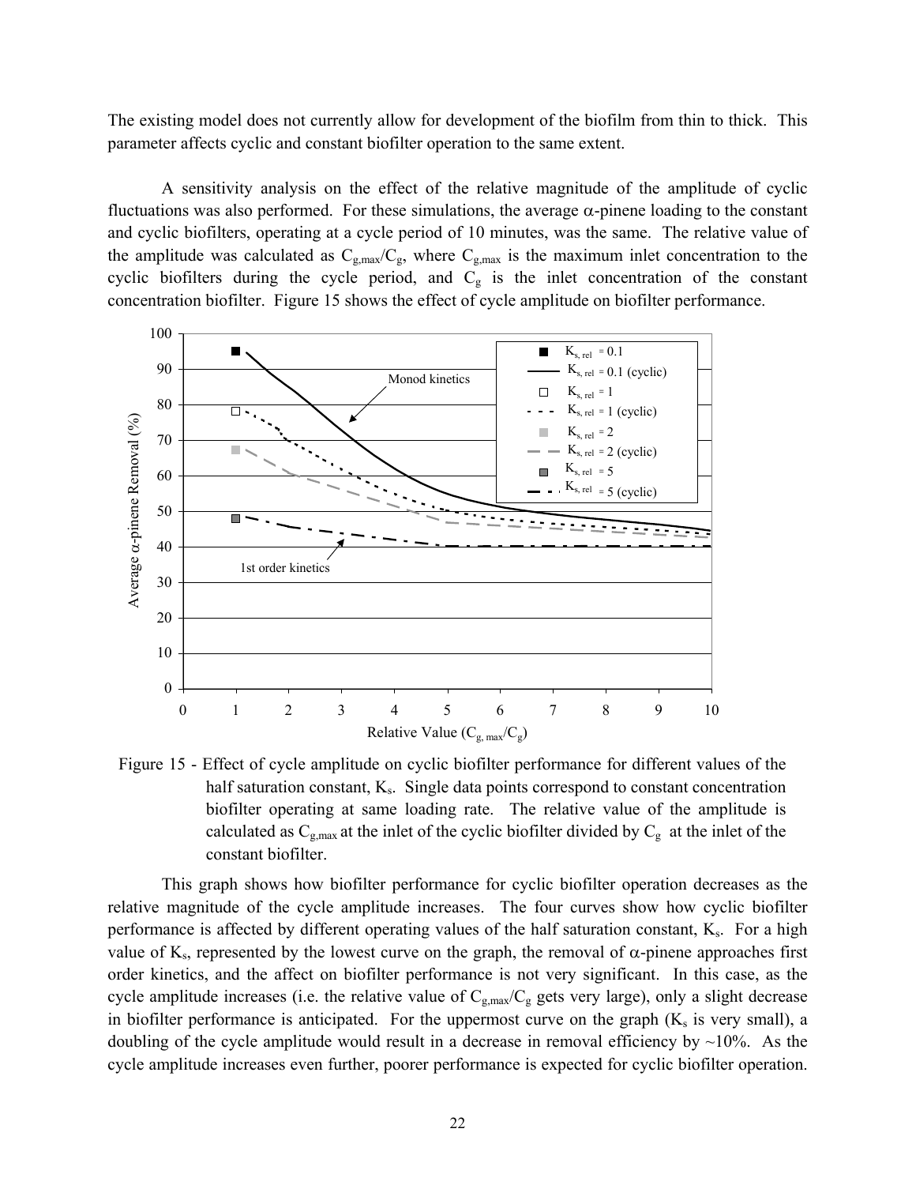The existing model does not currently allow for development of the biofilm from thin to thick. This parameter affects cyclic and constant biofilter operation to the same extent.

A sensitivity analysis on the effect of the relative magnitude of the amplitude of cyclic fluctuations was also performed. For these simulations, the average $\alpha$-pinene loading to the constant and cyclic biofilters, operating at a cycle period of 10 minutes, was the same. The relative value of the amplitude was calculated as $C_{g,max}/C_g$, where $C_{g,max}$ is the maximum inlet concentration to the cyclic biofilters during the cycle period, and $C_g$ is the inlet concentration of the constant concentration biofilter. Figure 15 shows the effect of cycle amplitude on biofilter performance.

Figure 15 - Effect of cycle amplitude on cyclic biofilter performance for different values of the half saturation constant, $K_s$. Single data points correspond to constant concentration biofilter operating at same loading rate. The relative value of the amplitude is calculated as $C_{g,max}$ at the inlet of the cyclic biofilter divided by $C_g$ at the inlet of the constant biofilter.

This graph shows how biofilter performance for cyclic biofilter operation decreases as the relative magnitude of the cycle amplitude increases. The four curves show how cyclic biofilter performance is affected by different operating values of the half saturation constant, $K_s$. For a high value of $K_s$, represented by the lowest curve on the graph, the removal of $\alpha$-pinene approaches first order kinetics, and the affect on biofilter performance is not very significant. In this case, as the cycle amplitude increases (i.e. the relative value of $C_{g,max}/C_g$ gets very large), only a slight decrease in biofilter performance is anticipated. For the uppermost curve on the graph ($K_s$ is very small), a doubling of the cycle amplitude would result in a decrease in removal efficiency by ~10%. As the cycle amplitude increases even further, poorer performance is expected for cyclic biofilter operation.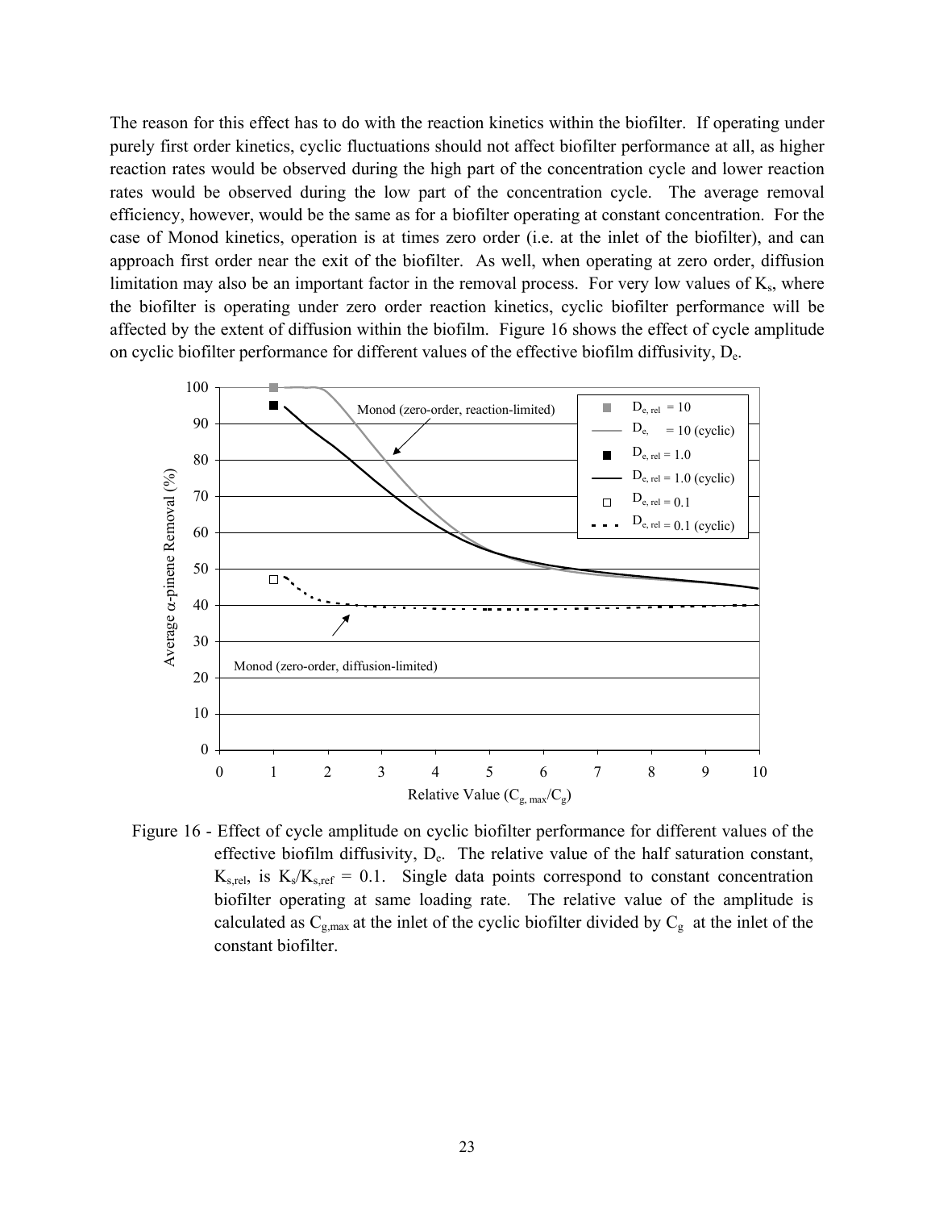The reason for this effect has to do with the reaction kinetics within the biofilter. If operating under purely first order kinetics, cyclic fluctuations should not affect biofilter performance at all, as higher reaction rates would be observed during the high part of the concentration cycle and lower reaction rates would be observed during the low part of the concentration cycle. The average removal efficiency, however, would be the same as for a biofilter operating at constant concentration. For the case of Monod kinetics, operation is at times zero order (i.e. at the inlet of the biofilter), and can approach first order near the exit of the biofilter. As well, when operating at zero order, diffusion limitation may also be an important factor in the removal process. For very low values of $K_s$, where the biofilter is operating under zero order reaction kinetics, cyclic biofilter performance will be affected by the extent of diffusion within the biofilm. Figure 16 shows the effect of cycle amplitude on cyclic biofilter performance for different values of the effective biofilm diffusivity, $D_e$.

Figure 16 - Effect of cycle amplitude on cyclic biofilter performance for different values of the effective biofilm diffusivity, $D_e$. The relative value of the half saturation constant, $K_{s,rel}$, is $K_s/K_{s,ref} = 0.1$. Single data points correspond to constant concentration biofilter operating at same loading rate. The relative value of the amplitude is calculated as $C_{g,max}$ at the inlet of the cyclic biofilter divided by $C_g$ at the inlet of the constant biofilter.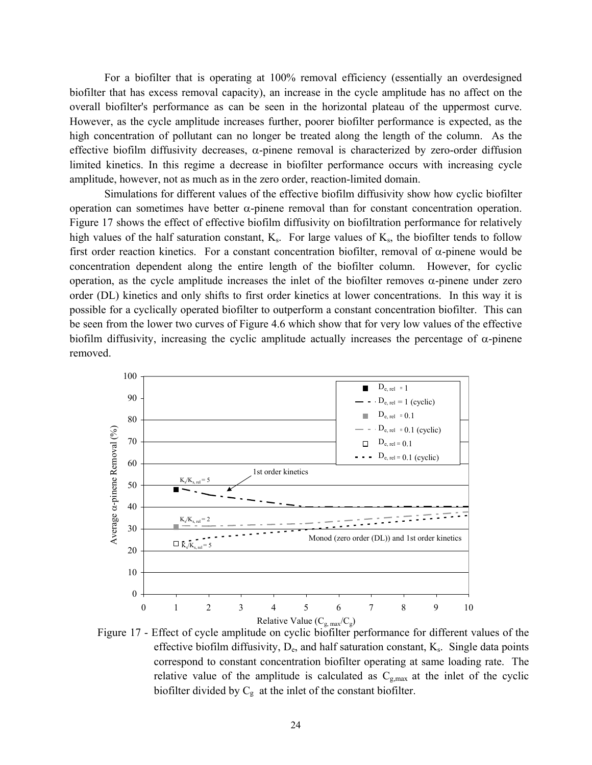For a biofilter that is operating at 100% removal efficiency (essentially an overdesigned biofilter that has excess removal capacity), an increase in the cycle amplitude has no affect on the overall biofilter's performance as can be seen in the horizontal plateau of the uppermost curve. However, as the cycle amplitude increases further, poorer biofilter performance is expected, as the high concentration of pollutant can no longer be treated along the length of the column. As the effective biofilm diffusivity decreases, α-pinene removal is characterized by zero-order diffusion limited kinetics. In this regime a decrease in biofilter performance occurs with increasing cycle amplitude, however, not as much as in the zero order, reaction-limited domain.

Simulations for different values of the effective biofilm diffusivity show how cyclic biofilter operation can sometimes have better α-pinene removal than for constant concentration operation. Figure 17 shows the effect of effective biofilm diffusivity on biofiltration performance for relatively high values of the half saturation constant, $K_s$. For large values of $K_s$, the biofilter tends to follow first order reaction kinetics. For a constant concentration biofilter, removal of α-pinene would be concentration dependent along the entire length of the biofilter column. However, for cyclic operation, as the cycle amplitude increases the inlet of the biofilter removes α-pinene under zero order (DL) kinetics and only shifts to first order kinetics at lower concentrations. In this way it is possible for a cyclically operated biofilter to outperform a constant concentration biofilter. This can be seen from the lower two curves of Figure 4.6 which show that for very low values of the effective biofilm diffusivity, increasing the cyclic amplitude actually increases the percentage of α-pinene removed.

Figure 17 - Effect of cycle amplitude on cyclic biofilter performance for different values of the effective biofilm diffusivity, $D_e$, and half saturation constant, $K_s$. Single data points correspond to constant concentration biofilter operating at same loading rate. The relative value of the amplitude is calculated as $C_{g,max}$ at the inlet of the cyclic biofilter divided by $C_g$ at the inlet of the constant biofilter.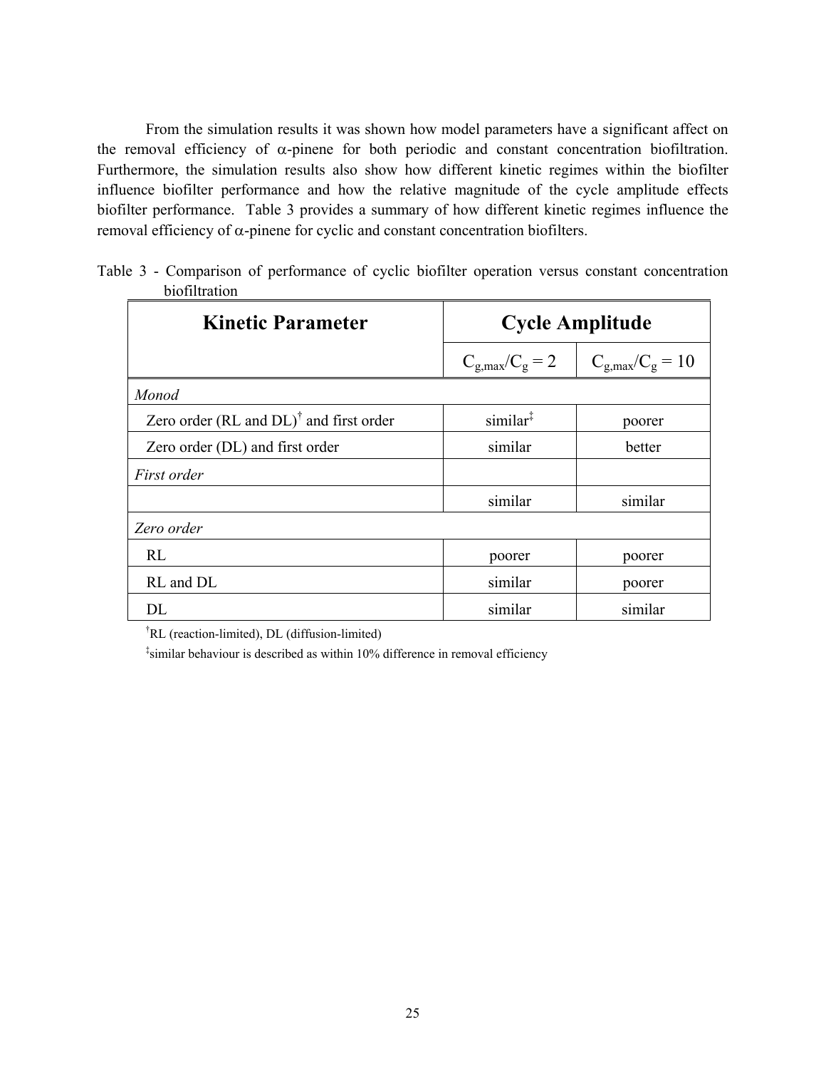From the simulation results it was shown how model parameters have a significant affect on the removal efficiency of α-pinene for both periodic and constant concentration biofiltration. Furthermore, the simulation results also show how different kinetic regimes within the biofilter influence biofilter performance and how the relative magnitude of the cycle amplitude effects biofilter performance. Table 3 provides a summary of how different kinetic regimes influence the removal efficiency of α-pinene for cyclic and constant concentration biofilters.

Table 3 - Comparison of performance of cyclic biofilter operation versus constant concentration biofiltration

| **Kinetic Parameter** | **Cycle Amplitude** | |
|---|---|---|
| | $C_{g,max}/C_g = 2$ | $C_{g,max}/C_g = 10$ |
| *Monod* | | |
| Zero order (RL and DL)[†] and first order | similar[‡] | poorer |
| Zero order (DL) and first order | similar | better |
| *First order* | | |
| | similar | similar |
| *Zero order* | | |
| RL | poorer | poorer |
| RL and DL | similar | poorer |
| DL | similar | similar |

[†]RL (reaction-limited), DL (diffusion-limited)

[‡]similar behaviour is described as within 10% difference in removal efficiency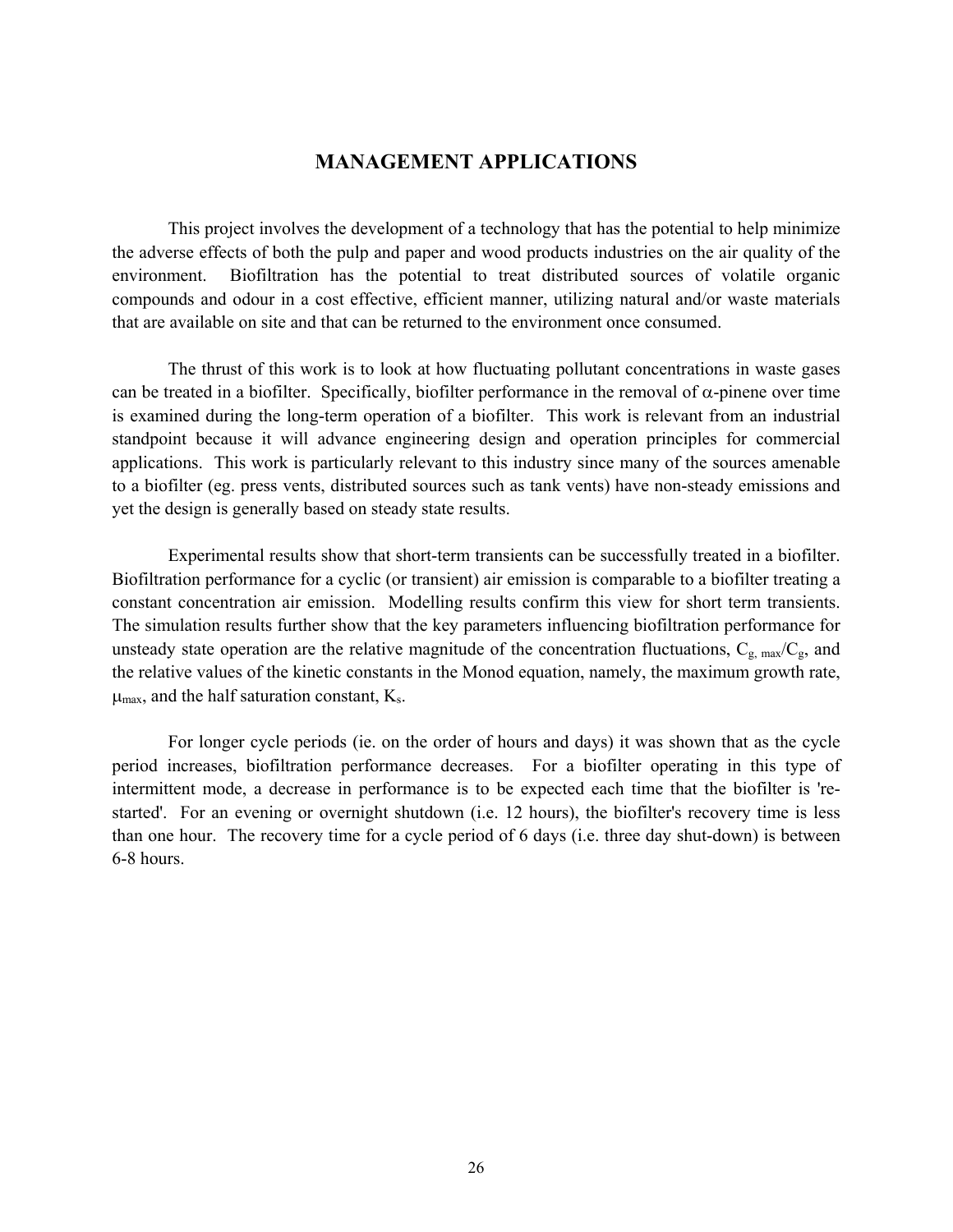# MANAGEMENT APPLICATIONS

This project involves the development of a technology that has the potential to help minimize the adverse effects of both the pulp and paper and wood products industries on the air quality of the environment. Biofiltration has the potential to treat distributed sources of volatile organic compounds and odour in a cost effective, efficient manner, utilizing natural and/or waste materials that are available on site and that can be returned to the environment once consumed.

The thrust of this work is to look at how fluctuating pollutant concentrations in waste gases can be treated in a biofilter. Specifically, biofilter performance in the removal of $\alpha$-pinene over time is examined during the long-term operation of a biofilter. This work is relevant from an industrial standpoint because it will advance engineering design and operation principles for commercial applications. This work is particularly relevant to this industry since many of the sources amenable to a biofilter (eg. press vents, distributed sources such as tank vents) have non-steady emissions and yet the design is generally based on steady state results.

Experimental results show that short-term transients can be successfully treated in a biofilter. Biofiltration performance for a cyclic (or transient) air emission is comparable to a biofilter treating a constant concentration air emission. Modelling results confirm this view for short term transients. The simulation results further show that the key parameters influencing biofiltration performance for unsteady state operation are the relative magnitude of the concentration fluctuations, $C_{g,\,max}/C_g$, and the relative values of the kinetic constants in the Monod equation, namely, the maximum growth rate, $\mu_{max}$, and the half saturation constant, $K_s$.

For longer cycle periods (ie. on the order of hours and days) it was shown that as the cycle period increases, biofiltration performance decreases. For a biofilter operating in this type of intermittent mode, a decrease in performance is to be expected each time that the biofilter is 're-started'. For an evening or overnight shutdown (i.e. 12 hours), the biofilter's recovery time is less than one hour. The recovery time for a cycle period of 6 days (i.e. three day shut-down) is between 6-8 hours.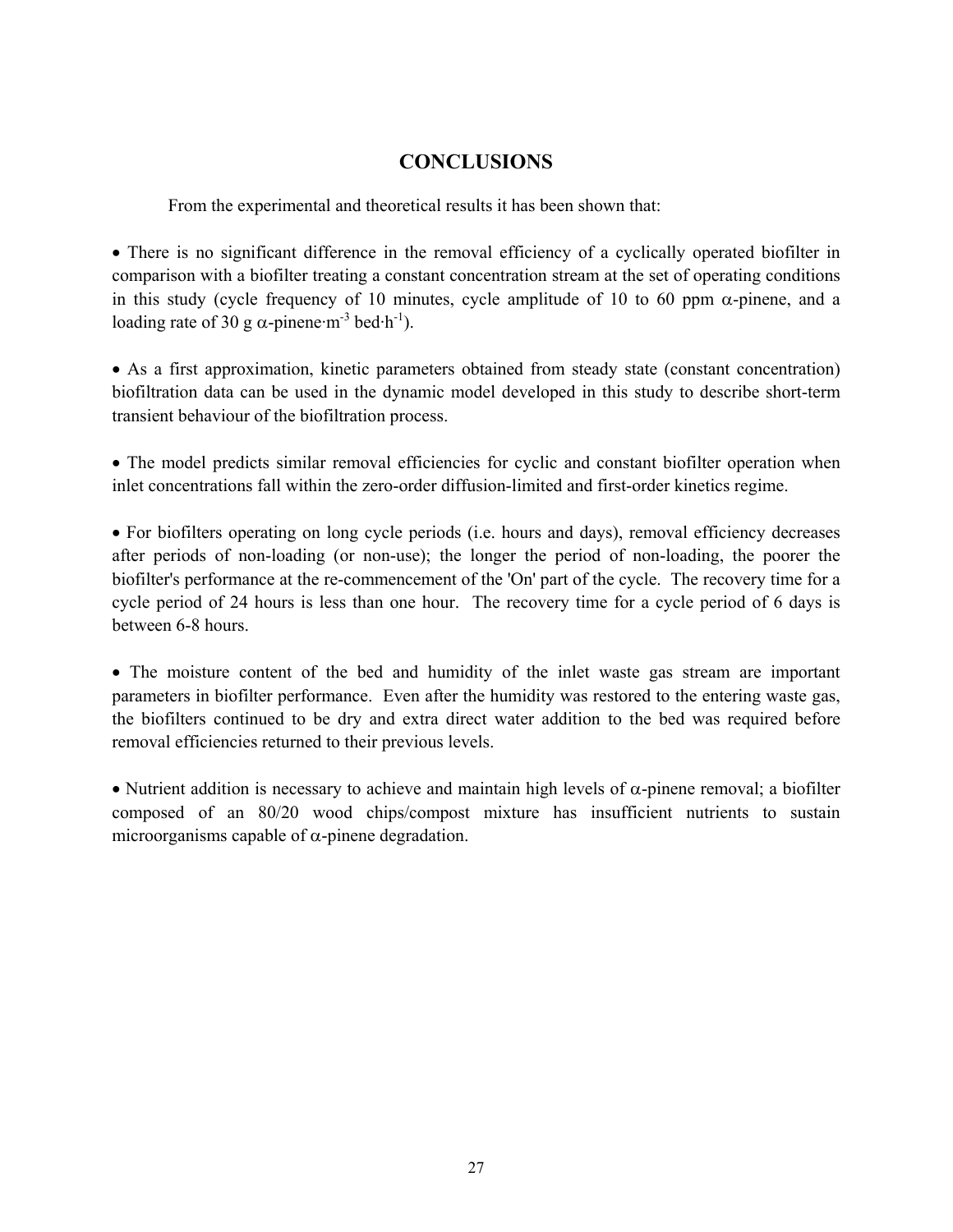# CONCLUSIONS

From the experimental and theoretical results it has been shown that:

- There is no significant difference in the removal efficiency of a cyclically operated biofilter in comparison with a biofilter treating a constant concentration stream at the set of operating conditions in this study (cycle frequency of 10 minutes, cycle amplitude of 10 to 60 ppm $\alpha$-pinene, and a loading rate of 30 g $\alpha$-pinene$\cdot$m$^{-3}$ bed$\cdot$h$^{-1}$).

- As a first approximation, kinetic parameters obtained from steady state (constant concentration) biofiltration data can be used in the dynamic model developed in this study to describe short-term transient behaviour of the biofiltration process.

- The model predicts similar removal efficiencies for cyclic and constant biofilter operation when inlet concentrations fall within the zero-order diffusion-limited and first-order kinetics regime.

- For biofilters operating on long cycle periods (i.e. hours and days), removal efficiency decreases after periods of non-loading (or non-use); the longer the period of non-loading, the poorer the biofilter's performance at the re-commencement of the 'On' part of the cycle. The recovery time for a cycle period of 24 hours is less than one hour. The recovery time for a cycle period of 6 days is between 6-8 hours.

- The moisture content of the bed and humidity of the inlet waste gas stream are important parameters in biofilter performance. Even after the humidity was restored to the entering waste gas, the biofilters continued to be dry and extra direct water addition to the bed was required before removal efficiencies returned to their previous levels.

- Nutrient addition is necessary to achieve and maintain high levels of $\alpha$-pinene removal; a biofilter composed of an 80/20 wood chips/compost mixture has insufficient nutrients to sustain microorganisms capable of $\alpha$-pinene degradation.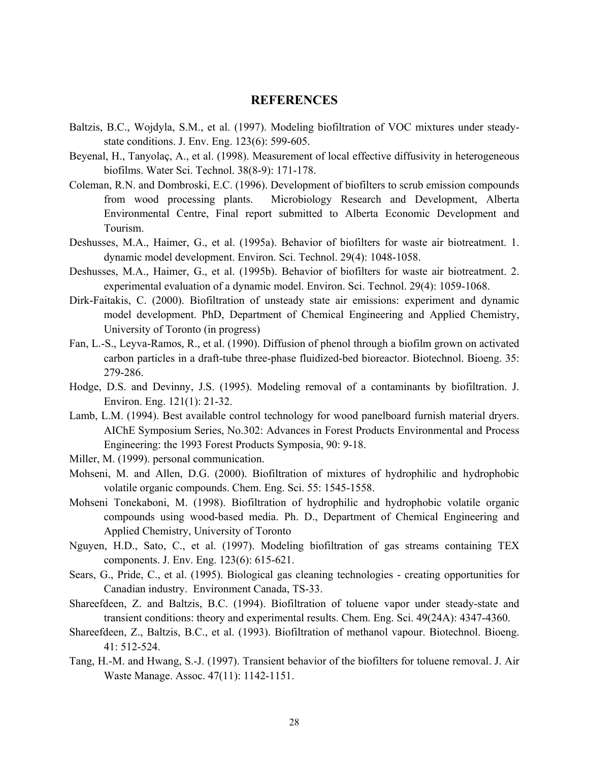# REFERENCES

Baltzis, B.C., Wojdyla, S.M., et al. (1997). Modeling biofiltration of VOC mixtures under steady-state conditions. J. Env. Eng. 123(6): 599-605.

Beyenal, H., Tanyolaç, A., et al. (1998). Measurement of local effective diffusivity in heterogeneous biofilms. Water Sci. Technol. 38(8-9): 171-178.

Coleman, R.N. and Dombroski, E.C. (1996). Development of biofilters to scrub emission compounds from wood processing plants. Microbiology Research and Development, Alberta Environmental Centre, Final report submitted to Alberta Economic Development and Tourism.

Deshusses, M.A., Haimer, G., et al. (1995a). Behavior of biofilters for waste air biotreatment. 1. dynamic model development. Environ. Sci. Technol. 29(4): 1048-1058.

Deshusses, M.A., Haimer, G., et al. (1995b). Behavior of biofilters for waste air biotreatment. 2. experimental evaluation of a dynamic model. Environ. Sci. Technol. 29(4): 1059-1068.

Dirk-Faitakis, C. (2000). Biofiltration of unsteady state air emissions: experiment and dynamic model development. PhD, Department of Chemical Engineering and Applied Chemistry, University of Toronto (in progress)

Fan, L.-S., Leyva-Ramos, R., et al. (1990). Diffusion of phenol through a biofilm grown on activated carbon particles in a draft-tube three-phase fluidized-bed bioreactor. Biotechnol. Bioeng. 35: 279-286.

Hodge, D.S. and Devinny, J.S. (1995). Modeling removal of a contaminants by biofiltration. J. Environ. Eng. 121(1): 21-32.

Lamb, L.M. (1994). Best available control technology for wood panelboard furnish material dryers. AIChE Symposium Series, No.302: Advances in Forest Products Environmental and Process Engineering: the 1993 Forest Products Symposia, 90: 9-18.

Miller, M. (1999). personal communication.

Mohseni, M. and Allen, D.G. (2000). Biofiltration of mixtures of hydrophilic and hydrophobic volatile organic compounds. Chem. Eng. Sci. 55: 1545-1558.

Mohseni Tonekaboni, M. (1998). Biofiltration of hydrophilic and hydrophobic volatile organic compounds using wood-based media. Ph. D., Department of Chemical Engineering and Applied Chemistry, University of Toronto

Nguyen, H.D., Sato, C., et al. (1997). Modeling biofiltration of gas streams containing TEX components. J. Env. Eng. 123(6): 615-621.

Sears, G., Pride, C., et al. (1995). Biological gas cleaning technologies - creating opportunities for Canadian industry. Environment Canada, TS-33.

Shareefdeen, Z. and Baltzis, B.C. (1994). Biofiltration of toluene vapor under steady-state and transient conditions: theory and experimental results. Chem. Eng. Sci. 49(24A): 4347-4360.

Shareefdeen, Z., Baltzis, B.C., et al. (1993). Biofiltration of methanol vapour. Biotechnol. Bioeng. 41: 512-524.

Tang, H.-M. and Hwang, S.-J. (1997). Transient behavior of the biofilters for toluene removal. J. Air Waste Manage. Assoc. 47(11): 1142-1151.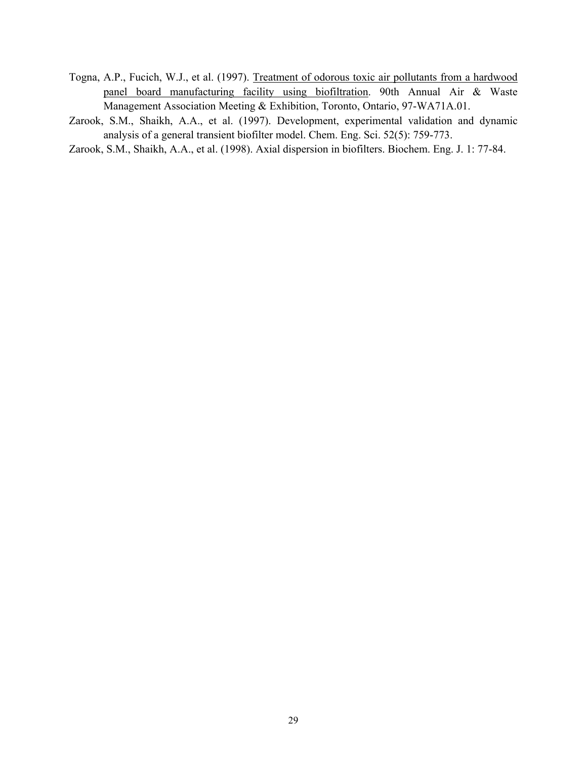Togna, A.P., Fucich, W.J., et al. (1997). Treatment of odorous toxic air pollutants from a hardwood panel board manufacturing facility using biofiltration. 90th Annual Air & Waste Management Association Meeting & Exhibition, Toronto, Ontario, 97-WA71A.01.

Zarook, S.M., Shaikh, A.A., et al. (1997). Development, experimental validation and dynamic analysis of a general transient biofilter model. Chem. Eng. Sci. 52(5): 759-773.

Zarook, S.M., Shaikh, A.A., et al. (1998). Axial dispersion in biofilters. Biochem. Eng. J. 1: 77-84.